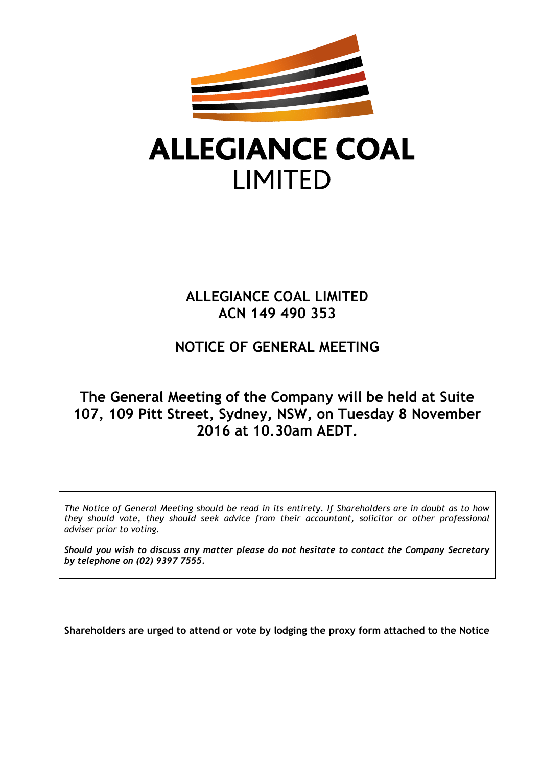# ALLEGIANCE COAL LIMITED

## ALLEGIANCE COAL LIMITED
## ACN 149 490 353

## NOTICE OF GENERAL MEETING

### The General Meeting of the Company will be held at Suite 107, 109 Pitt Street, Sydney, NSW, on Tuesday 8 November 2016 at 10.30am AEDT.

*The Notice of General Meeting should be read in its entirety. If Shareholders are in doubt as to how they should vote, they should seek advice from their accountant, solicitor or other professional adviser prior to voting.*

***Should you wish to discuss any matter please do not hesitate to contact the Company Secretary by telephone on (02) 9397 7555.***

**Shareholders are urged to attend or vote by lodging the proxy form attached to the Notice**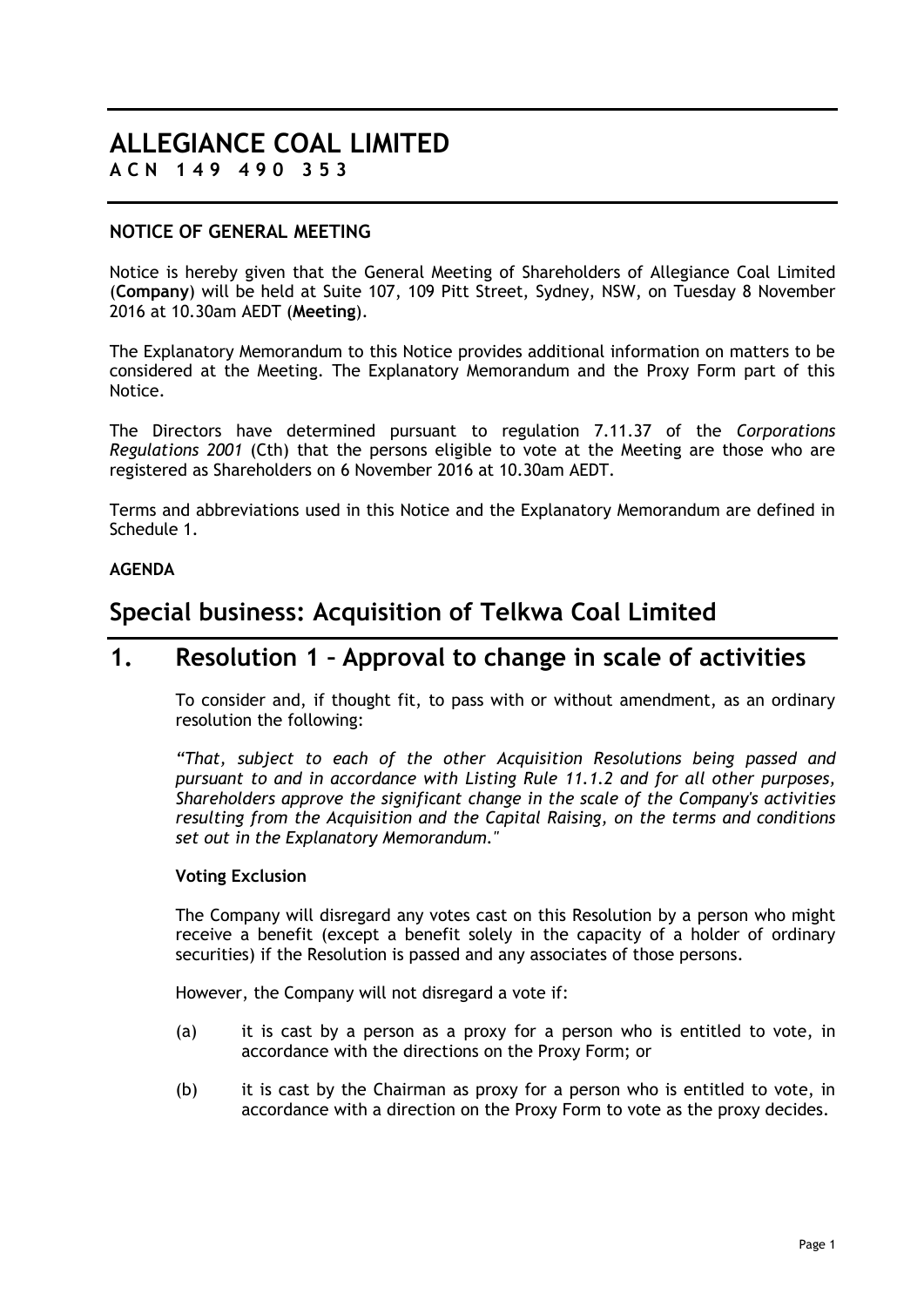# ALLEGIANCE COAL LIMITED

**ACN 149 490 353**

## NOTICE OF GENERAL MEETING

Notice is hereby given that the General Meeting of Shareholders of Allegiance Coal Limited (**Company**) will be held at Suite 107, 109 Pitt Street, Sydney, NSW, on Tuesday 8 November 2016 at 10.30am AEDT (**Meeting**).

The Explanatory Memorandum to this Notice provides additional information on matters to be considered at the Meeting. The Explanatory Memorandum and the Proxy Form part of this Notice.

The Directors have determined pursuant to regulation 7.11.37 of the *Corporations Regulations 2001* (Cth) that the persons eligible to vote at the Meeting are those who are registered as Shareholders on 6 November 2016 at 10.30am AEDT.

Terms and abbreviations used in this Notice and the Explanatory Memorandum are defined in Schedule 1.

**AGENDA**

# Special business: Acquisition of Telkwa Coal Limited

# 1. Resolution 1 – Approval to change in scale of activities

To consider and, if thought fit, to pass with or without amendment, as an ordinary resolution the following:

*"That, subject to each of the other Acquisition Resolutions being passed and pursuant to and in accordance with Listing Rule 11.1.2 and for all other purposes, Shareholders approve the significant change in the scale of the Company's activities resulting from the Acquisition and the Capital Raising, on the terms and conditions set out in the Explanatory Memorandum."*

**Voting Exclusion**

The Company will disregard any votes cast on this Resolution by a person who might receive a benefit (except a benefit solely in the capacity of a holder of ordinary securities) if the Resolution is passed and any associates of those persons.

However, the Company will not disregard a vote if:

(a) it is cast by a person as a proxy for a person who is entitled to vote, in accordance with the directions on the Proxy Form; or

(b) it is cast by the Chairman as proxy for a person who is entitled to vote, in accordance with a direction on the Proxy Form to vote as the proxy decides.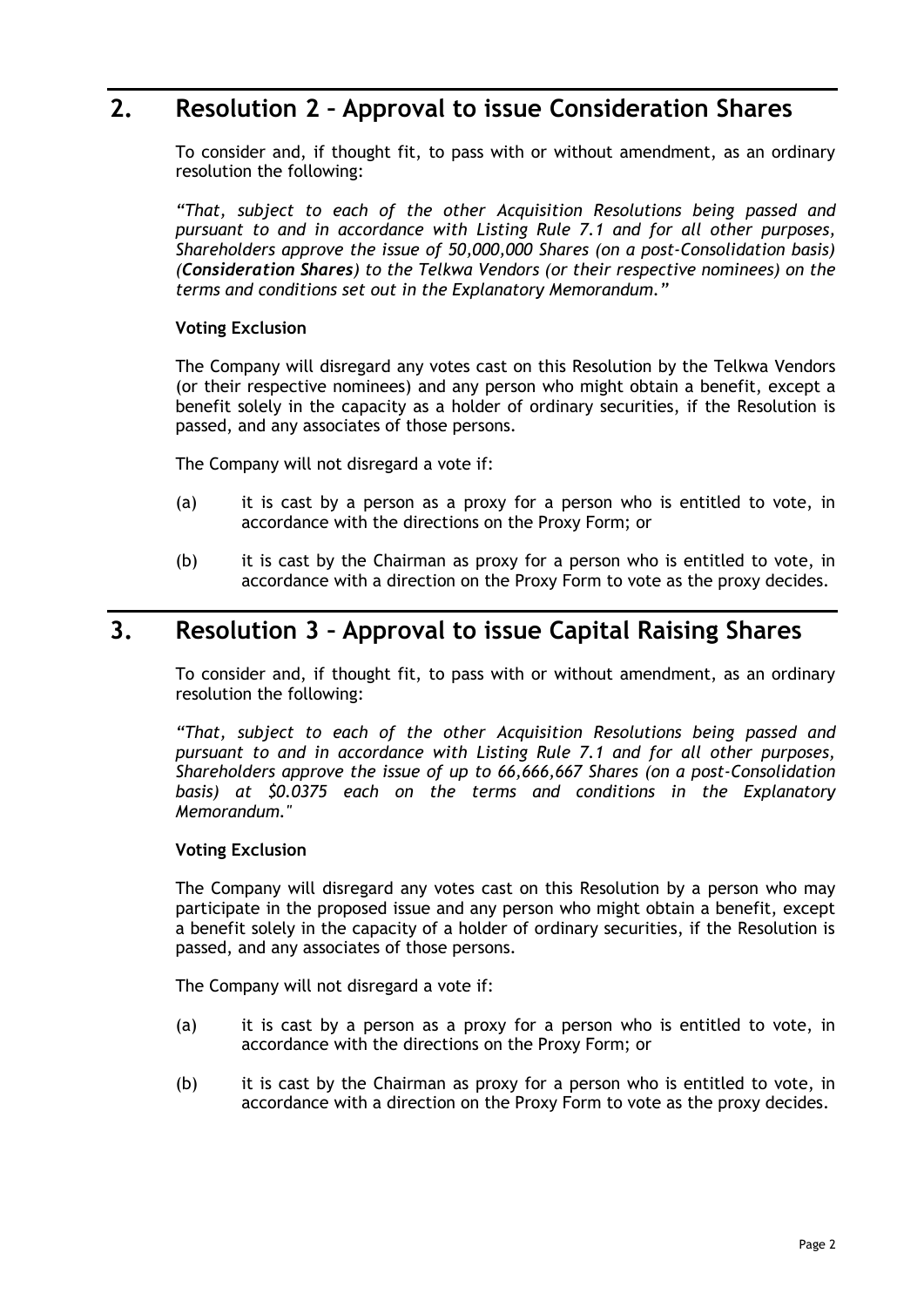## 2. Resolution 2 – Approval to issue Consideration Shares

To consider and, if thought fit, to pass with or without amendment, as an ordinary resolution the following:

*"That, subject to each of the other Acquisition Resolutions being passed and pursuant to and in accordance with Listing Rule 7.1 and for all other purposes, Shareholders approve the issue of 50,000,000 Shares (on a post-Consolidation basis) (**Consideration Shares**) to the Telkwa Vendors (or their respective nominees) on the terms and conditions set out in the Explanatory Memorandum."*

**Voting Exclusion**

The Company will disregard any votes cast on this Resolution by the Telkwa Vendors (or their respective nominees) and any person who might obtain a benefit, except a benefit solely in the capacity as a holder of ordinary securities, if the Resolution is passed, and any associates of those persons.

The Company will not disregard a vote if:

(a) it is cast by a person as a proxy for a person who is entitled to vote, in accordance with the directions on the Proxy Form; or

(b) it is cast by the Chairman as proxy for a person who is entitled to vote, in accordance with a direction on the Proxy Form to vote as the proxy decides.

## 3. Resolution 3 – Approval to issue Capital Raising Shares

To consider and, if thought fit, to pass with or without amendment, as an ordinary resolution the following:

*"That, subject to each of the other Acquisition Resolutions being passed and pursuant to and in accordance with Listing Rule 7.1 and for all other purposes, Shareholders approve the issue of up to 66,666,667 Shares (on a post-Consolidation basis) at $0.0375 each on the terms and conditions in the Explanatory Memorandum."*

**Voting Exclusion**

The Company will disregard any votes cast on this Resolution by a person who may participate in the proposed issue and any person who might obtain a benefit, except a benefit solely in the capacity of a holder of ordinary securities, if the Resolution is passed, and any associates of those persons.

The Company will not disregard a vote if:

(a) it is cast by a person as a proxy for a person who is entitled to vote, in accordance with the directions on the Proxy Form; or

(b) it is cast by the Chairman as proxy for a person who is entitled to vote, in accordance with a direction on the Proxy Form to vote as the proxy decides.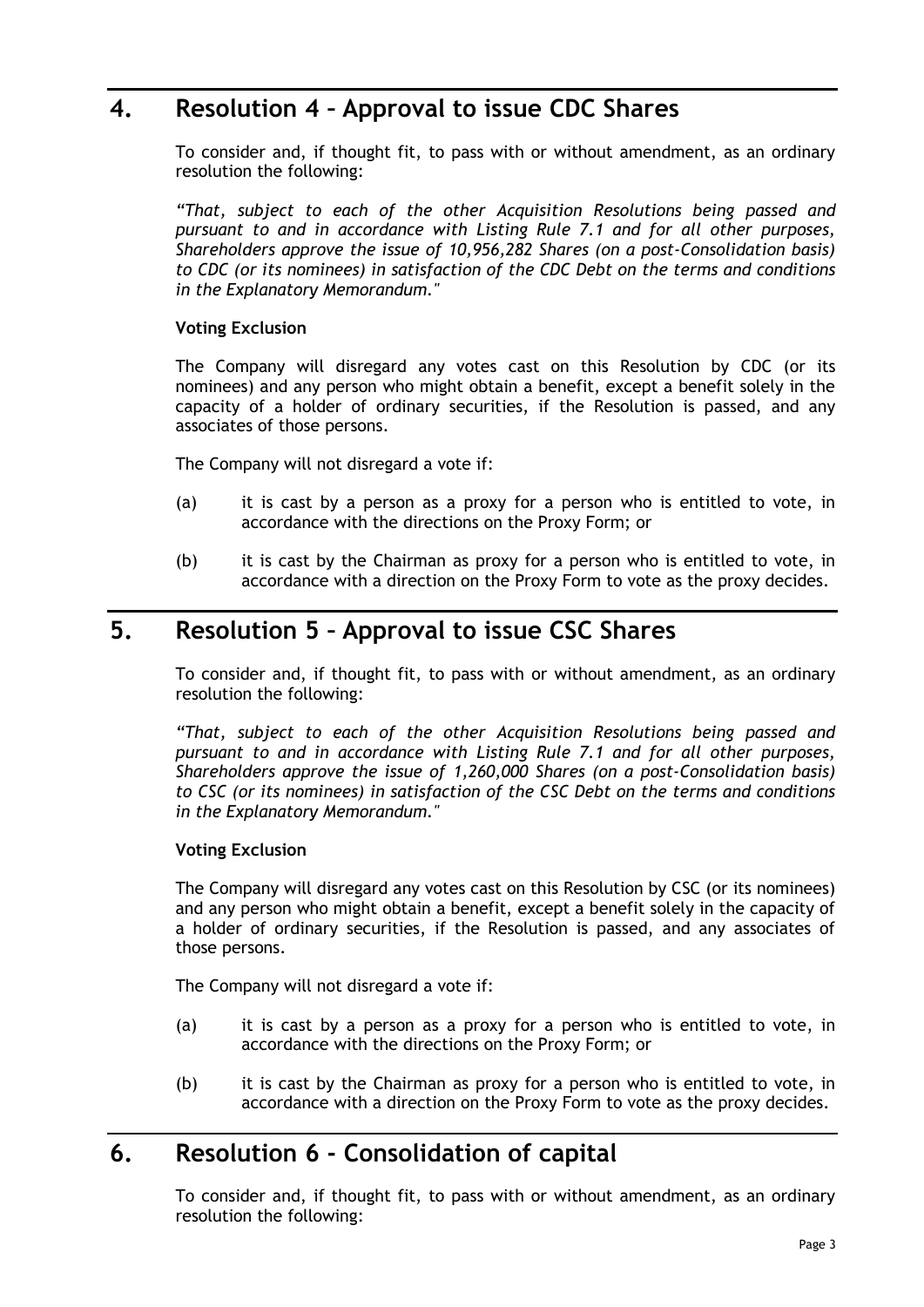## 4. Resolution 4 – Approval to issue CDC Shares

To consider and, if thought fit, to pass with or without amendment, as an ordinary resolution the following:

*"That, subject to each of the other Acquisition Resolutions being passed and pursuant to and in accordance with Listing Rule 7.1 and for all other purposes, Shareholders approve the issue of 10,956,282 Shares (on a post-Consolidation basis) to CDC (or its nominees) in satisfaction of the CDC Debt on the terms and conditions in the Explanatory Memorandum."*

**Voting Exclusion**

The Company will disregard any votes cast on this Resolution by CDC (or its nominees) and any person who might obtain a benefit, except a benefit solely in the capacity of a holder of ordinary securities, if the Resolution is passed, and any associates of those persons.

The Company will not disregard a vote if:

(a) it is cast by a person as a proxy for a person who is entitled to vote, in accordance with the directions on the Proxy Form; or

(b) it is cast by the Chairman as proxy for a person who is entitled to vote, in accordance with a direction on the Proxy Form to vote as the proxy decides.

## 5. Resolution 5 – Approval to issue CSC Shares

To consider and, if thought fit, to pass with or without amendment, as an ordinary resolution the following:

*"That, subject to each of the other Acquisition Resolutions being passed and pursuant to and in accordance with Listing Rule 7.1 and for all other purposes, Shareholders approve the issue of 1,260,000 Shares (on a post-Consolidation basis) to CSC (or its nominees) in satisfaction of the CSC Debt on the terms and conditions in the Explanatory Memorandum."*

**Voting Exclusion**

The Company will disregard any votes cast on this Resolution by CSC (or its nominees) and any person who might obtain a benefit, except a benefit solely in the capacity of a holder of ordinary securities, if the Resolution is passed, and any associates of those persons.

The Company will not disregard a vote if:

(a) it is cast by a person as a proxy for a person who is entitled to vote, in accordance with the directions on the Proxy Form; or

(b) it is cast by the Chairman as proxy for a person who is entitled to vote, in accordance with a direction on the Proxy Form to vote as the proxy decides.

## 6. Resolution 6 - Consolidation of capital

To consider and, if thought fit, to pass with or without amendment, as an ordinary resolution the following: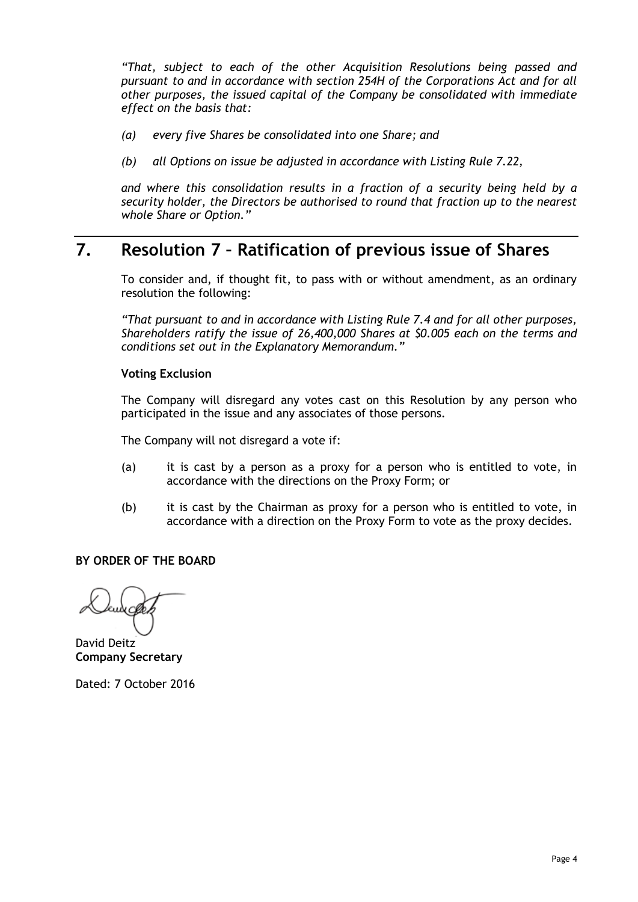*"That, subject to each of the other Acquisition Resolutions being passed and pursuant to and in accordance with section 254H of the Corporations Act and for all other purposes, the issued capital of the Company be consolidated with immediate effect on the basis that:*

*(a) every five Shares be consolidated into one Share; and*

*(b) all Options on issue be adjusted in accordance with Listing Rule 7.22,*

*and where this consolidation results in a fraction of a security being held by a security holder, the Directors be authorised to round that fraction up to the nearest whole Share or Option."*

## 7. Resolution 7 – Ratification of previous issue of Shares

To consider and, if thought fit, to pass with or without amendment, as an ordinary resolution the following:

*"That pursuant to and in accordance with Listing Rule 7.4 and for all other purposes, Shareholders ratify the issue of 26,400,000 Shares at $0.005 each on the terms and conditions set out in the Explanatory Memorandum."*

**Voting Exclusion**

The Company will disregard any votes cast on this Resolution by any person who participated in the issue and any associates of those persons.

The Company will not disregard a vote if:

(a) it is cast by a person as a proxy for a person who is entitled to vote, in accordance with the directions on the Proxy Form; or

(b) it is cast by the Chairman as proxy for a person who is entitled to vote, in accordance with a direction on the Proxy Form to vote as the proxy decides.

**BY ORDER OF THE BOARD**

David Deitz
**Company Secretary**

Dated: 7 October 2016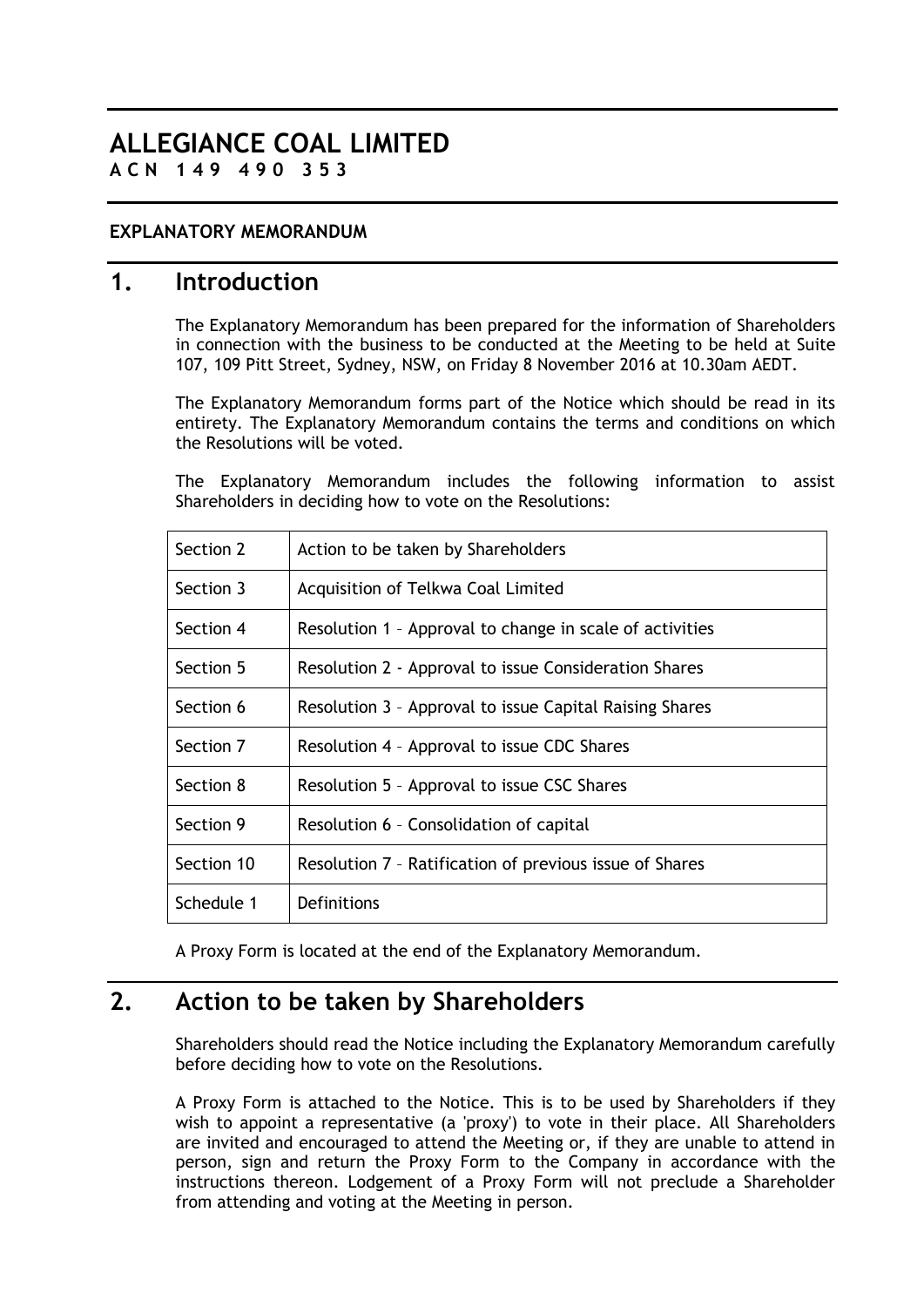# ALLEGIANCE COAL LIMITED

**ACN 149 490 353**

**EXPLANATORY MEMORANDUM**

## 1. Introduction

The Explanatory Memorandum has been prepared for the information of Shareholders in connection with the business to be conducted at the Meeting to be held at Suite 107, 109 Pitt Street, Sydney, NSW, on Friday 8 November 2016 at 10.30am AEDT.

The Explanatory Memorandum forms part of the Notice which should be read in its entirety. The Explanatory Memorandum contains the terms and conditions on which the Resolutions will be voted.

The Explanatory Memorandum includes the following information to assist Shareholders in deciding how to vote on the Resolutions:

| Section 2 | Action to be taken by Shareholders |
|---|---|
| Section 3 | Acquisition of Telkwa Coal Limited |
| Section 4 | Resolution 1 – Approval to change in scale of activities |
| Section 5 | Resolution 2 - Approval to issue Consideration Shares |
| Section 6 | Resolution 3 – Approval to issue Capital Raising Shares |
| Section 7 | Resolution 4 – Approval to issue CDC Shares |
| Section 8 | Resolution 5 – Approval to issue CSC Shares |
| Section 9 | Resolution 6 – Consolidation of capital |
| Section 10 | Resolution 7 – Ratification of previous issue of Shares |
| Schedule 1 | Definitions |

A Proxy Form is located at the end of the Explanatory Memorandum.

## 2. Action to be taken by Shareholders

Shareholders should read the Notice including the Explanatory Memorandum carefully before deciding how to vote on the Resolutions.

A Proxy Form is attached to the Notice. This is to be used by Shareholders if they wish to appoint a representative (a 'proxy') to vote in their place. All Shareholders are invited and encouraged to attend the Meeting or, if they are unable to attend in person, sign and return the Proxy Form to the Company in accordance with the instructions thereon. Lodgement of a Proxy Form will not preclude a Shareholder from attending and voting at the Meeting in person.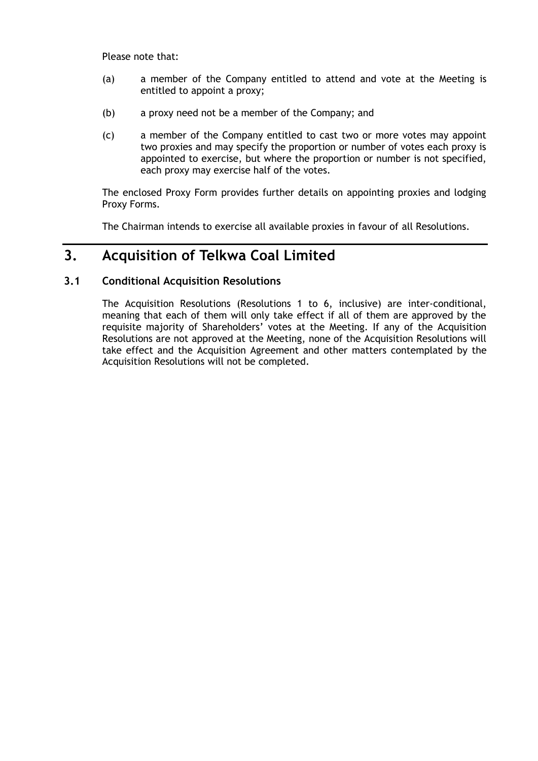Please note that:

(a) a member of the Company entitled to attend and vote at the Meeting is entitled to appoint a proxy;

(b) a proxy need not be a member of the Company; and

(c) a member of the Company entitled to cast two or more votes may appoint two proxies and may specify the proportion or number of votes each proxy is appointed to exercise, but where the proportion or number is not specified, each proxy may exercise half of the votes.

The enclosed Proxy Form provides further details on appointing proxies and lodging Proxy Forms.

The Chairman intends to exercise all available proxies in favour of all Resolutions.

# 3. Acquisition of Telkwa Coal Limited

## 3.1 Conditional Acquisition Resolutions

The Acquisition Resolutions (Resolutions 1 to 6, inclusive) are inter-conditional, meaning that each of them will only take effect if all of them are approved by the requisite majority of Shareholders' votes at the Meeting. If any of the Acquisition Resolutions are not approved at the Meeting, none of the Acquisition Resolutions will take effect and the Acquisition Agreement and other matters contemplated by the Acquisition Resolutions will not be completed.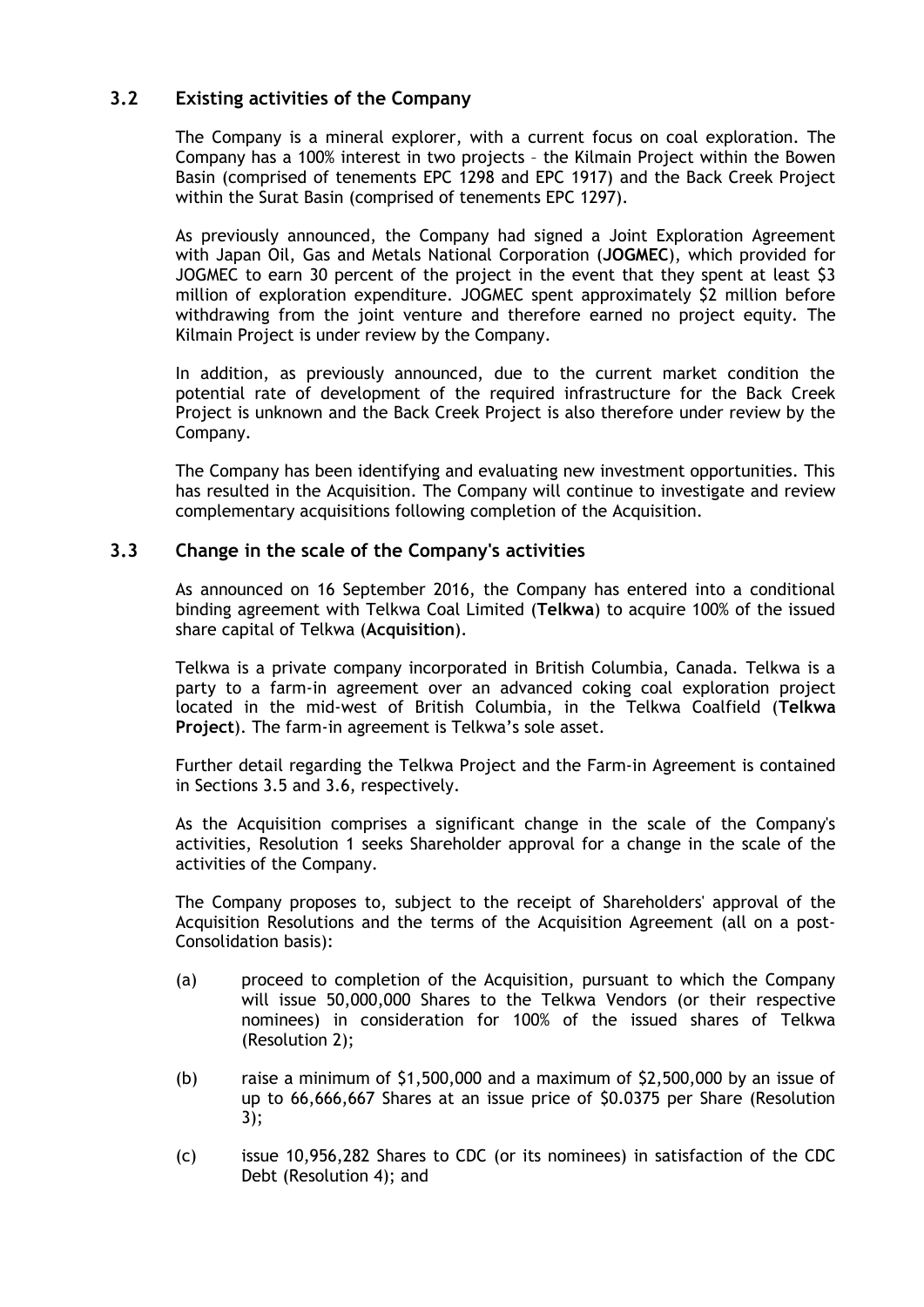## 3.2 Existing activities of the Company

The Company is a mineral explorer, with a current focus on coal exploration. The Company has a 100% interest in two projects – the Kilmain Project within the Bowen Basin (comprised of tenements EPC 1298 and EPC 1917) and the Back Creek Project within the Surat Basin (comprised of tenements EPC 1297).

As previously announced, the Company had signed a Joint Exploration Agreement with Japan Oil, Gas and Metals National Corporation (**JOGMEC**), which provided for JOGMEC to earn 30 percent of the project in the event that they spent at least $3 million of exploration expenditure. JOGMEC spent approximately $2 million before withdrawing from the joint venture and therefore earned no project equity. The Kilmain Project is under review by the Company.

In addition, as previously announced, due to the current market condition the potential rate of development of the required infrastructure for the Back Creek Project is unknown and the Back Creek Project is also therefore under review by the Company.

The Company has been identifying and evaluating new investment opportunities. This has resulted in the Acquisition. The Company will continue to investigate and review complementary acquisitions following completion of the Acquisition.

## 3.3 Change in the scale of the Company's activities

As announced on 16 September 2016, the Company has entered into a conditional binding agreement with Telkwa Coal Limited (**Telkwa**) to acquire 100% of the issued share capital of Telkwa (**Acquisition**).

Telkwa is a private company incorporated in British Columbia, Canada. Telkwa is a party to a farm-in agreement over an advanced coking coal exploration project located in the mid-west of British Columbia, in the Telkwa Coalfield (**Telkwa Project**). The farm-in agreement is Telkwa's sole asset.

Further detail regarding the Telkwa Project and the Farm-in Agreement is contained in Sections 3.5 and 3.6, respectively.

As the Acquisition comprises a significant change in the scale of the Company's activities, Resolution 1 seeks Shareholder approval for a change in the scale of the activities of the Company.

The Company proposes to, subject to the receipt of Shareholders' approval of the Acquisition Resolutions and the terms of the Acquisition Agreement (all on a post-Consolidation basis):

(a) proceed to completion of the Acquisition, pursuant to which the Company will issue 50,000,000 Shares to the Telkwa Vendors (or their respective nominees) in consideration for 100% of the issued shares of Telkwa (Resolution 2);

(b) raise a minimum of $1,500,000 and a maximum of $2,500,000 by an issue of up to 66,666,667 Shares at an issue price of $0.0375 per Share (Resolution 3);

(c) issue 10,956,282 Shares to CDC (or its nominees) in satisfaction of the CDC Debt (Resolution 4); and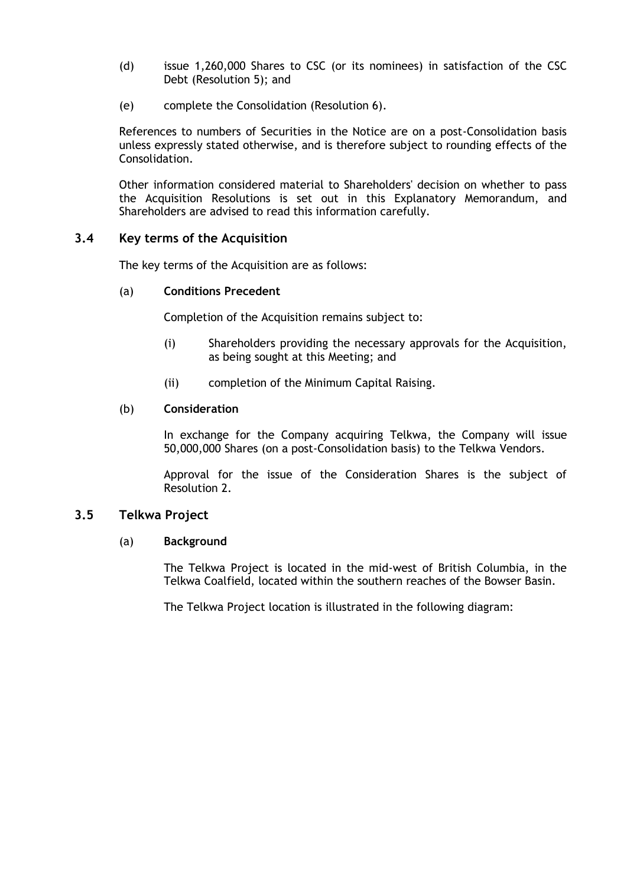(d) issue 1,260,000 Shares to CSC (or its nominees) in satisfaction of the CSC Debt (Resolution 5); and

(e) complete the Consolidation (Resolution 6).

References to numbers of Securities in the Notice are on a post-Consolidation basis unless expressly stated otherwise, and is therefore subject to rounding effects of the Consolidation.

Other information considered material to Shareholders' decision on whether to pass the Acquisition Resolutions is set out in this Explanatory Memorandum, and Shareholders are advised to read this information carefully.

### 3.4 Key terms of the Acquisition

The key terms of the Acquisition are as follows:

(a) **Conditions Precedent**

Completion of the Acquisition remains subject to:

(i) Shareholders providing the necessary approvals for the Acquisition, as being sought at this Meeting; and

(ii) completion of the Minimum Capital Raising.

(b) **Consideration**

In exchange for the Company acquiring Telkwa, the Company will issue 50,000,000 Shares (on a post-Consolidation basis) to the Telkwa Vendors.

Approval for the issue of the Consideration Shares is the subject of Resolution 2.

### 3.5 Telkwa Project

(a) **Background**

The Telkwa Project is located in the mid-west of British Columbia, in the Telkwa Coalfield, located within the southern reaches of the Bowser Basin.

The Telkwa Project location is illustrated in the following diagram: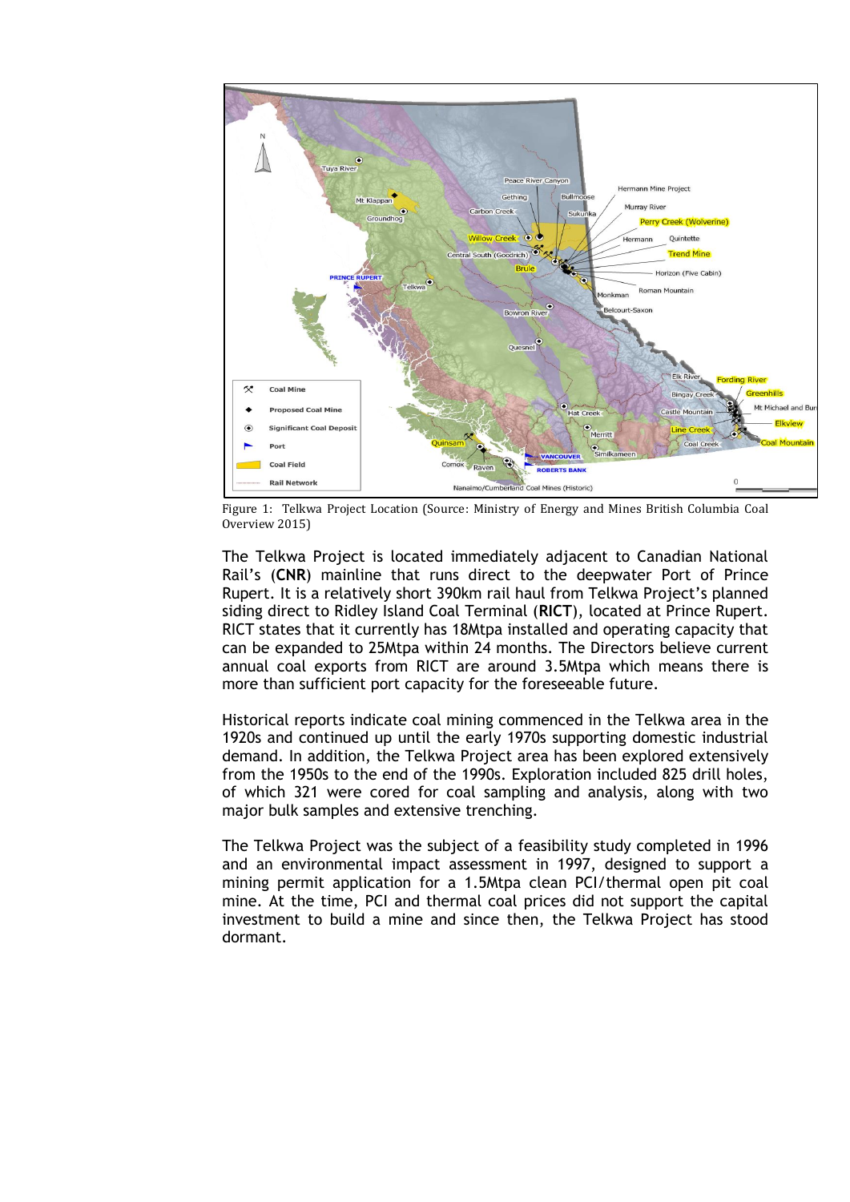Figure 1: Telkwa Project Location (Source: Ministry of Energy and Mines British Columbia Coal Overview 2015)

The Telkwa Project is located immediately adjacent to Canadian National Rail's (**CNR**) mainline that runs direct to the deepwater Port of Prince Rupert. It is a relatively short 390km rail haul from Telkwa Project's planned siding direct to Ridley Island Coal Terminal (**RICT**), located at Prince Rupert. RICT states that it currently has 18Mtpa installed and operating capacity that can be expanded to 25Mtpa within 24 months. The Directors believe current annual coal exports from RICT are around 3.5Mtpa which means there is more than sufficient port capacity for the foreseeable future.

Historical reports indicate coal mining commenced in the Telkwa area in the 1920s and continued up until the early 1970s supporting domestic industrial demand. In addition, the Telkwa Project area has been explored extensively from the 1950s to the end of the 1990s. Exploration included 825 drill holes, of which 321 were cored for coal sampling and analysis, along with two major bulk samples and extensive trenching.

The Telkwa Project was the subject of a feasibility study completed in 1996 and an environmental impact assessment in 1997, designed to support a mining permit application for a 1.5Mtpa clean PCI/thermal open pit coal mine. At the time, PCI and thermal coal prices did not support the capital investment to build a mine and since then, the Telkwa Project has stood dormant.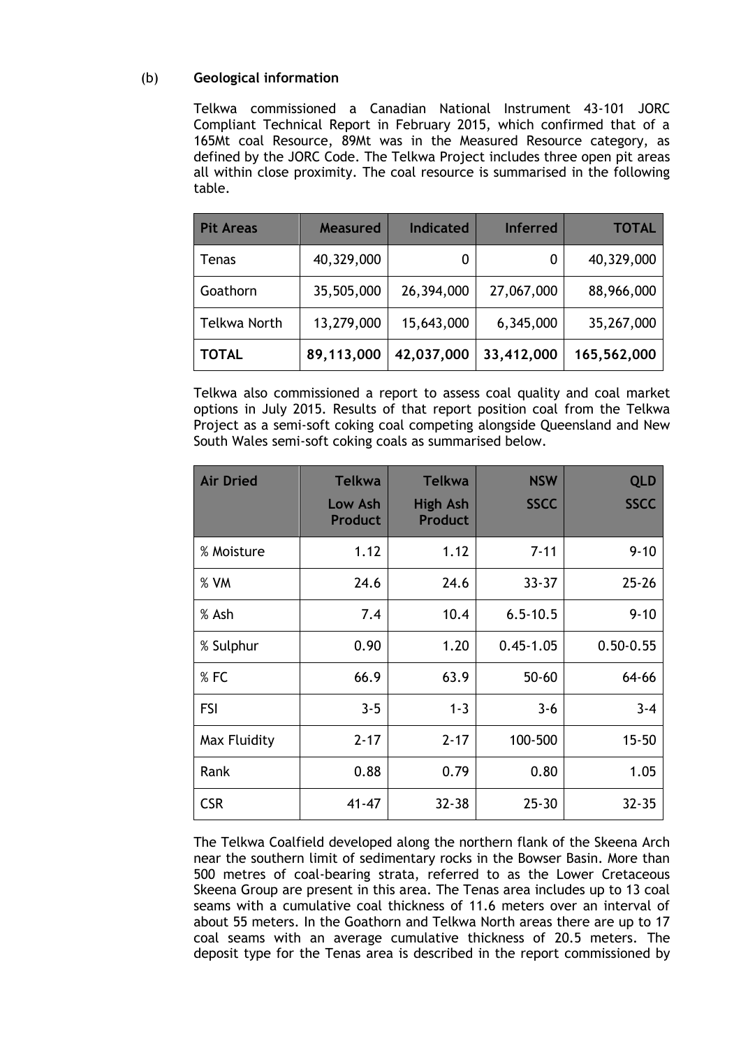(b) **Geological information**

Telkwa commissioned a Canadian National Instrument 43-101 JORC Compliant Technical Report in February 2015, which confirmed that of a 165Mt coal Resource, 89Mt was in the Measured Resource category, as defined by the JORC Code. The Telkwa Project includes three open pit areas all within close proximity. The coal resource is summarised in the following table.

| Pit Areas | Measured | Indicated | Inferred | TOTAL |
|---|---|---|---|---|
| Tenas | 40,329,000 | 0 | 0 | 40,329,000 |
| Goathorn | 35,505,000 | 26,394,000 | 27,067,000 | 88,966,000 |
| Telkwa North | 13,279,000 | 15,643,000 | 6,345,000 | 35,267,000 |
| **TOTAL** | **89,113,000** | **42,037,000** | **33,412,000** | **165,562,000** |

Telkwa also commissioned a report to assess coal quality and coal market options in July 2015. Results of that report position coal from the Telkwa Project as a semi-soft coking coal competing alongside Queensland and New South Wales semi-soft coking coals as summarised below.

| Air Dried | Telkwa Low Ash Product | Telkwa High Ash Product | NSW SSCC | QLD SSCC |
|---|---|---|---|---|
| % Moisture | 1.12 | 1.12 | 7-11 | 9-10 |
| % VM | 24.6 | 24.6 | 33-37 | 25-26 |
| % Ash | 7.4 | 10.4 | 6.5-10.5 | 9-10 |
| % Sulphur | 0.90 | 1.20 | 0.45-1.05 | 0.50-0.55 |
| % FC | 66.9 | 63.9 | 50-60 | 64-66 |
| FSI | 3-5 | 1-3 | 3-6 | 3-4 |
| Max Fluidity | 2-17 | 2-17 | 100-500 | 15-50 |
| Rank | 0.88 | 0.79 | 0.80 | 1.05 |
| CSR | 41-47 | 32-38 | 25-30 | 32-35 |

The Telkwa Coalfield developed along the northern flank of the Skeena Arch near the southern limit of sedimentary rocks in the Bowser Basin. More than 500 metres of coal-bearing strata, referred to as the Lower Cretaceous Skeena Group are present in this area. The Tenas area includes up to 13 coal seams with a cumulative coal thickness of 11.6 meters over an interval of about 55 meters. In the Goathorn and Telkwa North areas there are up to 17 coal seams with an average cumulative thickness of 20.5 meters. The deposit type for the Tenas area is described in the report commissioned by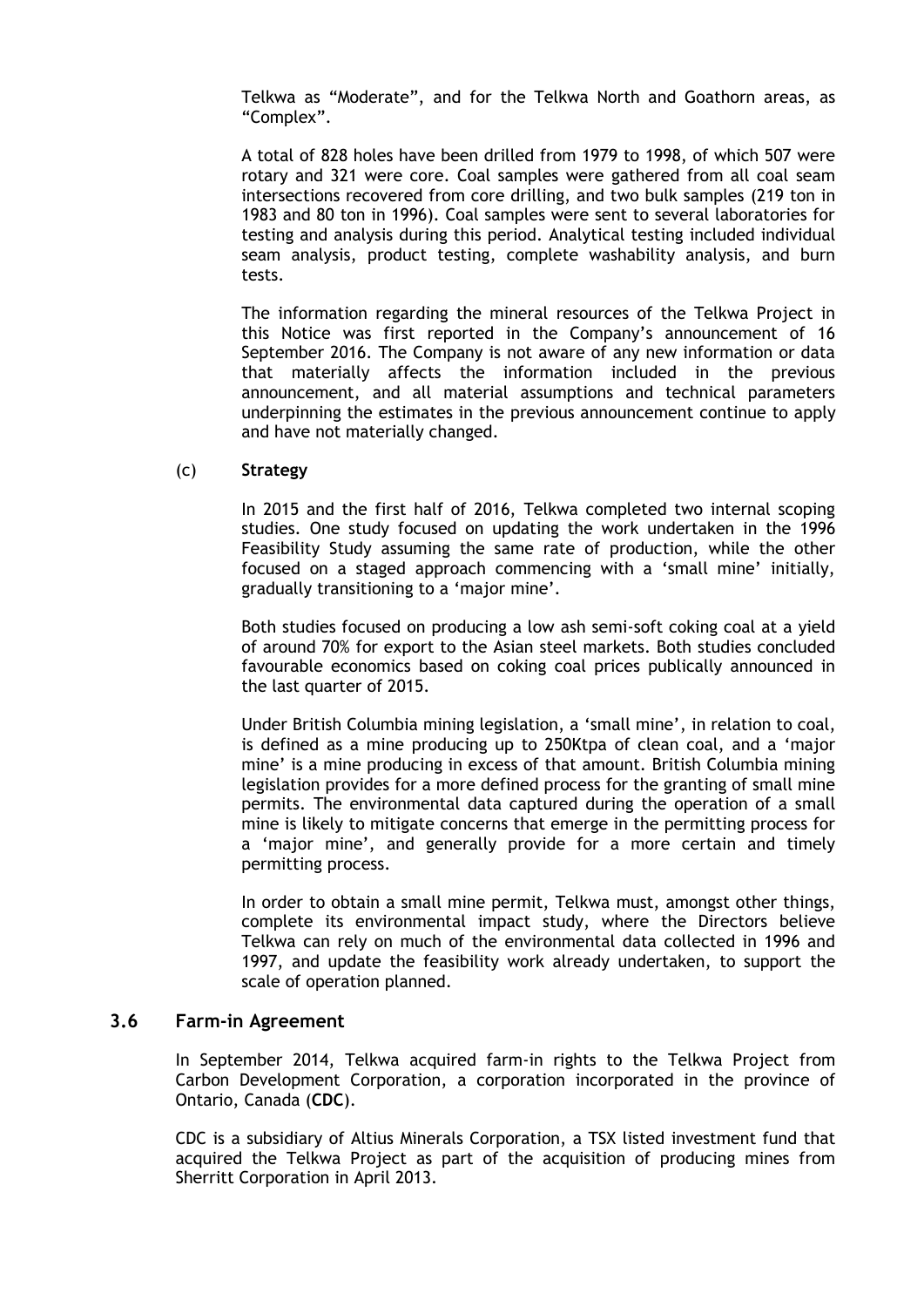Telkwa as “Moderate”, and for the Telkwa North and Goathorn areas, as “Complex”.

A total of 828 holes have been drilled from 1979 to 1998, of which 507 were rotary and 321 were core. Coal samples were gathered from all coal seam intersections recovered from core drilling, and two bulk samples (219 ton in 1983 and 80 ton in 1996). Coal samples were sent to several laboratories for testing and analysis during this period. Analytical testing included individual seam analysis, product testing, complete washability analysis, and burn tests.

The information regarding the mineral resources of the Telkwa Project in this Notice was first reported in the Company’s announcement of 16 September 2016. The Company is not aware of any new information or data that materially affects the information included in the previous announcement, and all material assumptions and technical parameters underpinning the estimates in the previous announcement continue to apply and have not materially changed.

(c) **Strategy**

In 2015 and the first half of 2016, Telkwa completed two internal scoping studies. One study focused on updating the work undertaken in the 1996 Feasibility Study assuming the same rate of production, while the other focused on a staged approach commencing with a ‘small mine’ initially, gradually transitioning to a ‘major mine’.

Both studies focused on producing a low ash semi-soft coking coal at a yield of around 70% for export to the Asian steel markets. Both studies concluded favourable economics based on coking coal prices publically announced in the last quarter of 2015.

Under British Columbia mining legislation, a ‘small mine’, in relation to coal, is defined as a mine producing up to 250Ktpa of clean coal, and a ‘major mine’ is a mine producing in excess of that amount. British Columbia mining legislation provides for a more defined process for the granting of small mine permits. The environmental data captured during the operation of a small mine is likely to mitigate concerns that emerge in the permitting process for a ‘major mine’, and generally provide for a more certain and timely permitting process.

In order to obtain a small mine permit, Telkwa must, amongst other things, complete its environmental impact study, where the Directors believe Telkwa can rely on much of the environmental data collected in 1996 and 1997, and update the feasibility work already undertaken, to support the scale of operation planned.

### 3.6 Farm-in Agreement

In September 2014, Telkwa acquired farm-in rights to the Telkwa Project from Carbon Development Corporation, a corporation incorporated in the province of Ontario, Canada (**CDC**).

CDC is a subsidiary of Altius Minerals Corporation, a TSX listed investment fund that acquired the Telkwa Project as part of the acquisition of producing mines from Sherritt Corporation in April 2013.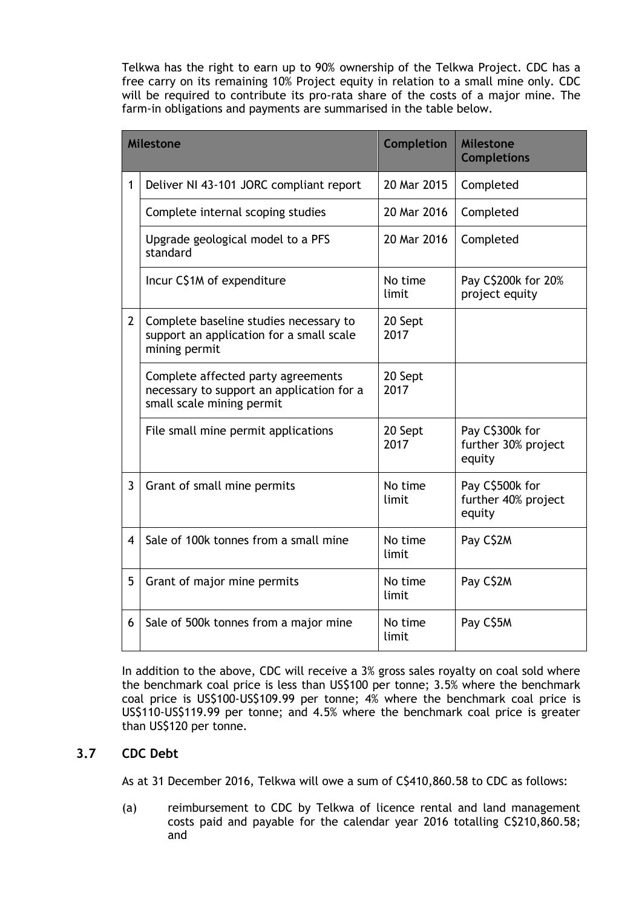Telkwa has the right to earn up to 90% ownership of the Telkwa Project. CDC has a free carry on its remaining 10% Project equity in relation to a small mine only. CDC will be required to contribute its pro-rata share of the costs of a major mine. The farm-in obligations and payments are summarised in the table below.

| Milestone | | Completion | Milestone Completions |
|---|---|---|---|
| 1 | Deliver NI 43-101 JORC compliant report | 20 Mar 2015 | Completed |
| | Complete internal scoping studies | 20 Mar 2016 | Completed |
| | Upgrade geological model to a PFS standard | 20 Mar 2016 | Completed |
| | Incur C$1M of expenditure | No time limit | Pay C$200k for 20% project equity |
| 2 | Complete baseline studies necessary to support an application for a small scale mining permit | 20 Sept 2017 | |
| | Complete affected party agreements necessary to support an application for a small scale mining permit | 20 Sept 2017 | |
| | File small mine permit applications | 20 Sept 2017 | Pay C$300k for further 30% project equity |
| 3 | Grant of small mine permits | No time limit | Pay C$500k for further 40% project equity |
| 4 | Sale of 100k tonnes from a small mine | No time limit | Pay C$2M |
| 5 | Grant of major mine permits | No time limit | Pay C$2M |
| 6 | Sale of 500k tonnes from a major mine | No time limit | Pay C$5M |

In addition to the above, CDC will receive a 3% gross sales royalty on coal sold where the benchmark coal price is less than US$100 per tonne; 3.5% where the benchmark coal price is US$100-US$109.99 per tonne; 4% where the benchmark coal price is US$110-US$119.99 per tonne; and 4.5% where the benchmark coal price is greater than US$120 per tonne.

## 3.7 CDC Debt

As at 31 December 2016, Telkwa will owe a sum of C$410,860.58 to CDC as follows:

(a) reimbursement to CDC by Telkwa of licence rental and land management costs paid and payable for the calendar year 2016 totalling C$210,860.58; and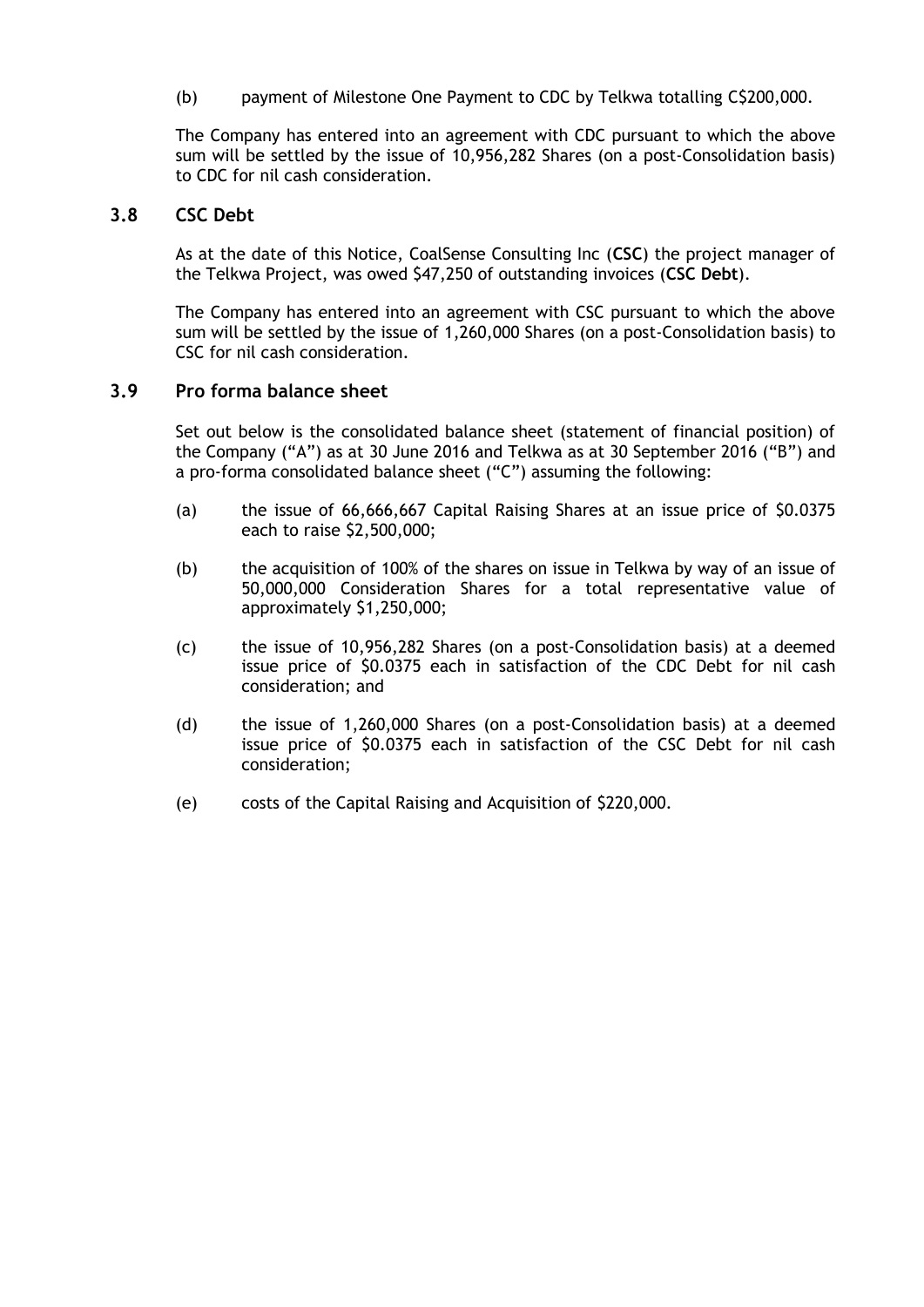(b) payment of Milestone One Payment to CDC by Telkwa totalling C$200,000.

The Company has entered into an agreement with CDC pursuant to which the above sum will be settled by the issue of 10,956,282 Shares (on a post-Consolidation basis) to CDC for nil cash consideration.

### 3.8 CSC Debt

As at the date of this Notice, CoalSense Consulting Inc (**CSC**) the project manager of the Telkwa Project, was owed $47,250 of outstanding invoices (**CSC Debt**).

The Company has entered into an agreement with CSC pursuant to which the above sum will be settled by the issue of 1,260,000 Shares (on a post-Consolidation basis) to CSC for nil cash consideration.

### 3.9 Pro forma balance sheet

Set out below is the consolidated balance sheet (statement of financial position) of the Company ("A") as at 30 June 2016 and Telkwa as at 30 September 2016 ("B") and a pro-forma consolidated balance sheet ("C") assuming the following:

(a) the issue of 66,666,667 Capital Raising Shares at an issue price of $0.0375 each to raise $2,500,000;

(b) the acquisition of 100% of the shares on issue in Telkwa by way of an issue of 50,000,000 Consideration Shares for a total representative value of approximately $1,250,000;

(c) the issue of 10,956,282 Shares (on a post-Consolidation basis) at a deemed issue price of $0.0375 each in satisfaction of the CDC Debt for nil cash consideration; and

(d) the issue of 1,260,000 Shares (on a post-Consolidation basis) at a deemed issue price of $0.0375 each in satisfaction of the CSC Debt for nil cash consideration;

(e) costs of the Capital Raising and Acquisition of $220,000.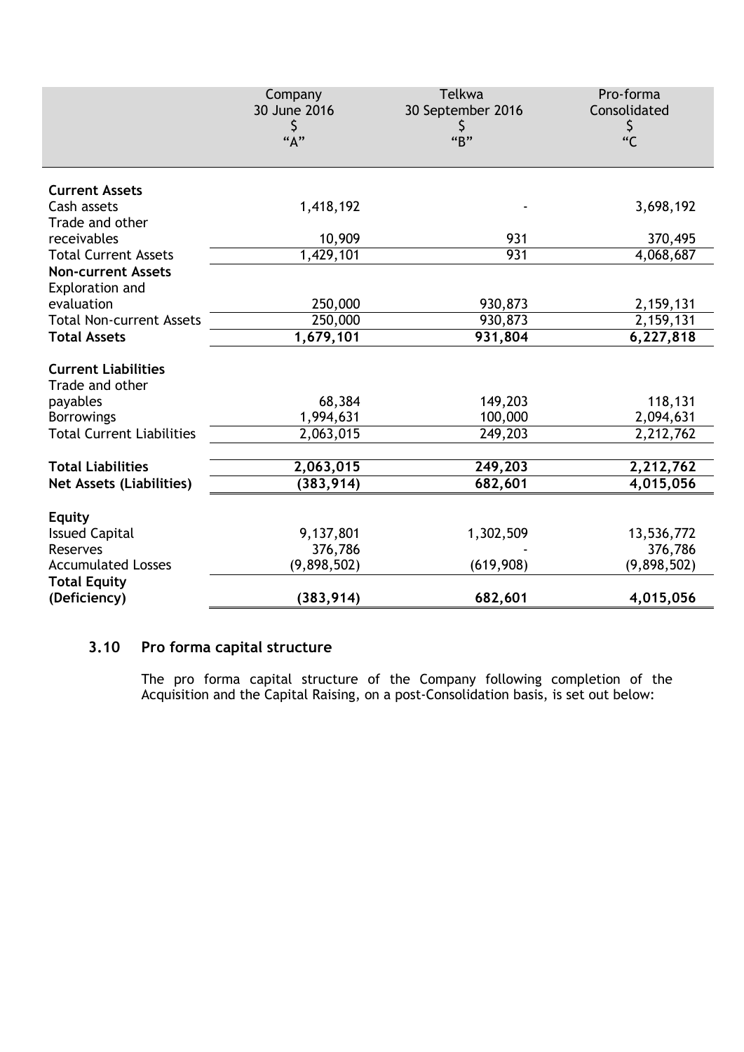| | Company 30 June 2016 $ "A" | Telkwa 30 September 2016 $ "B" | Pro-forma Consolidated $ "C |
|---|---|---|---|
| **Current Assets** | | | |
| Cash assets | 1,418,192 | - | 3,698,192 |
| Trade and other receivables | 10,909 | 931 | 370,495 |
| Total Current Assets | 1,429,101 | 931 | 4,068,687 |
| **Non-current Assets** | | | |
| Exploration and evaluation | 250,000 | 930,873 | 2,159,131 |
| Total Non-current Assets | 250,000 | 930,873 | 2,159,131 |
| **Total Assets** | **1,679,101** | **931,804** | **6,227,818** |
| **Current Liabilities** | | | |
| Trade and other payables | 68,384 | 149,203 | 118,131 |
| Borrowings | 1,994,631 | 100,000 | 2,094,631 |
| Total Current Liabilities | 2,063,015 | 249,203 | 2,212,762 |
| **Total Liabilities** | **2,063,015** | **249,203** | **2,212,762** |
| **Net Assets (Liabilities)** | **(383,914)** | **682,601** | **4,015,056** |
| **Equity** | | | |
| Issued Capital | 9,137,801 | 1,302,509 | 13,536,772 |
| Reserves | 376,786 | - | 376,786 |
| Accumulated Losses | (9,898,502) | (619,908) | (9,898,502) |
| **Total Equity (Deficiency)** | **(383,914)** | **682,601** | **4,015,056** |

## 3.10 Pro forma capital structure

The pro forma capital structure of the Company following completion of the Acquisition and the Capital Raising, on a post-Consolidation basis, is set out below: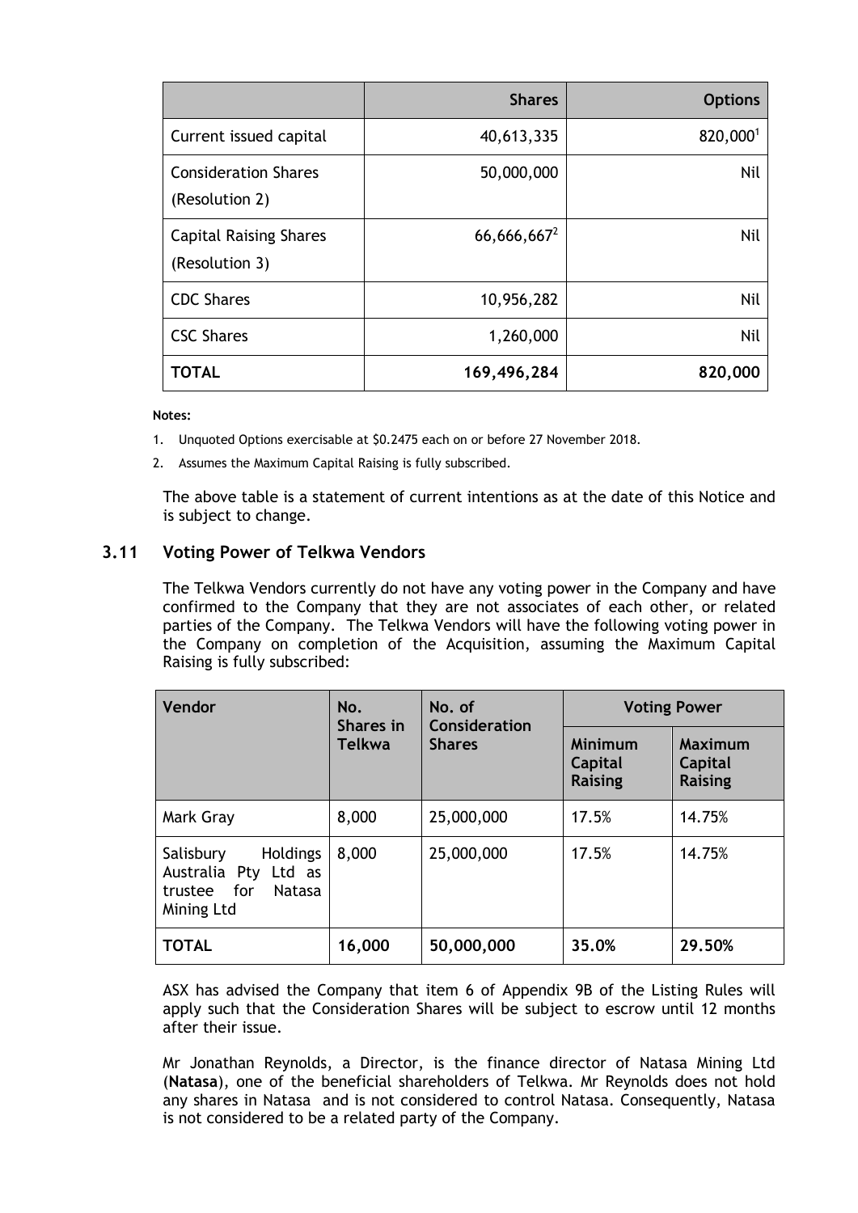| | Shares | Options |
|---|---|---|
| Current issued capital | 40,613,335 | 820,000[1] |
| Consideration Shares (Resolution 2) | 50,000,000 | Nil |
| Capital Raising Shares (Resolution 3) | 66,666,667[2] | Nil |
| CDC Shares | 10,956,282 | Nil |
| CSC Shares | 1,260,000 | Nil |
| **TOTAL** | **169,496,284** | **820,000** |

**Notes:**

1. Unquoted Options exercisable at $0.2475 each on or before 27 November 2018.
2. Assumes the Maximum Capital Raising is fully subscribed.

The above table is a statement of current intentions as at the date of this Notice and is subject to change.

### 3.11 Voting Power of Telkwa Vendors

The Telkwa Vendors currently do not have any voting power in the Company and have confirmed to the Company that they are not associates of each other, or related parties of the Company. The Telkwa Vendors will have the following voting power in the Company on completion of the Acquisition, assuming the Maximum Capital Raising is fully subscribed:

| Vendor | No. Shares in Telkwa | No. of Consideration Shares | Voting Power | |
|---|---|---|---|---|
| | | | Minimum Capital Raising | Maximum Capital Raising |
| Mark Gray | 8,000 | 25,000,000 | 17.5% | 14.75% |
| Salisbury Holdings Australia Pty Ltd as trustee for Natasa Mining Ltd | 8,000 | 25,000,000 | 17.5% | 14.75% |
| **TOTAL** | **16,000** | **50,000,000** | **35.0%** | **29.50%** |

ASX has advised the Company that item 6 of Appendix 9B of the Listing Rules will apply such that the Consideration Shares will be subject to escrow until 12 months after their issue.

Mr Jonathan Reynolds, a Director, is the finance director of Natasa Mining Ltd (**Natasa**), one of the beneficial shareholders of Telkwa. Mr Reynolds does not hold any shares in Natasa and is not considered to control Natasa. Consequently, Natasa is not considered to be a related party of the Company.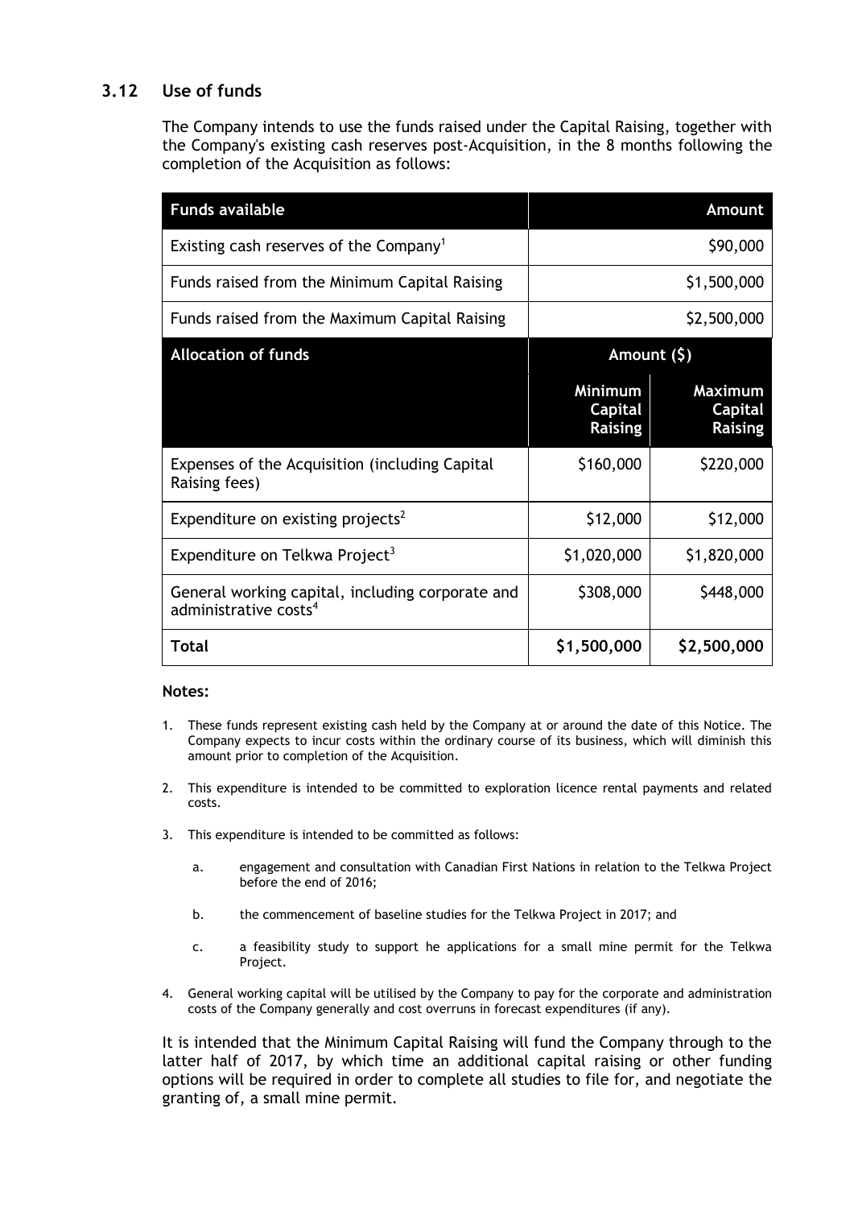### 3.12 Use of funds

The Company intends to use the funds raised under the Capital Raising, together with the Company's existing cash reserves post-Acquisition, in the 8 months following the completion of the Acquisition as follows:

| **Funds available** | **Amount** | |
|---|---|---|
| Existing cash reserves of the Company[1] | | $90,000 |
| Funds raised from the Minimum Capital Raising | | $1,500,000 |
| Funds raised from the Maximum Capital Raising | | $2,500,000 |
| **Allocation of funds** | **Amount ($)** | |
| | **Minimum Capital Raising** | **Maximum Capital Raising** |
| Expenses of the Acquisition (including Capital Raising fees) | $160,000 | $220,000 |
| Expenditure on existing projects[2] | $12,000 | $12,000 |
| Expenditure on Telkwa Project[3] | $1,020,000 | $1,820,000 |
| General working capital, including corporate and administrative costs[4] | $308,000 | $448,000 |
| **Total** | **$1,500,000** | **$2,500,000** |

**Notes:**

1. These funds represent existing cash held by the Company at or around the date of this Notice. The Company expects to incur costs within the ordinary course of its business, which will diminish this amount prior to completion of the Acquisition.

2. This expenditure is intended to be committed to exploration licence rental payments and related costs.

3. This expenditure is intended to be committed as follows:

   a. engagement and consultation with Canadian First Nations in relation to the Telkwa Project before the end of 2016;

   b. the commencement of baseline studies for the Telkwa Project in 2017; and

   c. a feasibility study to support he applications for a small mine permit for the Telkwa Project.

4. General working capital will be utilised by the Company to pay for the corporate and administration costs of the Company generally and cost overruns in forecast expenditures (if any).

It is intended that the Minimum Capital Raising will fund the Company through to the latter half of 2017, by which time an additional capital raising or other funding options will be required in order to complete all studies to file for, and negotiate the granting of, a small mine permit.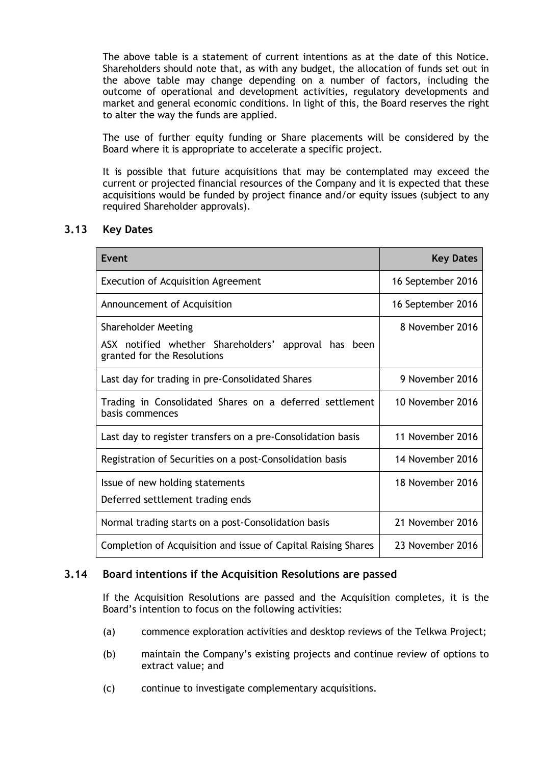The above table is a statement of current intentions as at the date of this Notice. Shareholders should note that, as with any budget, the allocation of funds set out in the above table may change depending on a number of factors, including the outcome of operational and development activities, regulatory developments and market and general economic conditions. In light of this, the Board reserves the right to alter the way the funds are applied.

The use of further equity funding or Share placements will be considered by the Board where it is appropriate to accelerate a specific project.

It is possible that future acquisitions that may be contemplated may exceed the current or projected financial resources of the Company and it is expected that these acquisitions would be funded by project finance and/or equity issues (subject to any required Shareholder approvals).

## 3.13 Key Dates

| Event | Key Dates |
|---|---|
| Execution of Acquisition Agreement | 16 September 2016 |
| Announcement of Acquisition | 16 September 2016 |
| Shareholder Meeting<br>ASX notified whether Shareholders' approval has been granted for the Resolutions | 8 November 2016 |
| Last day for trading in pre-Consolidated Shares | 9 November 2016 |
| Trading in Consolidated Shares on a deferred settlement basis commences | 10 November 2016 |
| Last day to register transfers on a pre-Consolidation basis | 11 November 2016 |
| Registration of Securities on a post-Consolidation basis | 14 November 2016 |
| Issue of new holding statements<br>Deferred settlement trading ends | 18 November 2016 |
| Normal trading starts on a post-Consolidation basis | 21 November 2016 |
| Completion of Acquisition and issue of Capital Raising Shares | 23 November 2016 |

## 3.14 Board intentions if the Acquisition Resolutions are passed

If the Acquisition Resolutions are passed and the Acquisition completes, it is the Board's intention to focus on the following activities:

(a) commence exploration activities and desktop reviews of the Telkwa Project;

(b) maintain the Company's existing projects and continue review of options to extract value; and

(c) continue to investigate complementary acquisitions.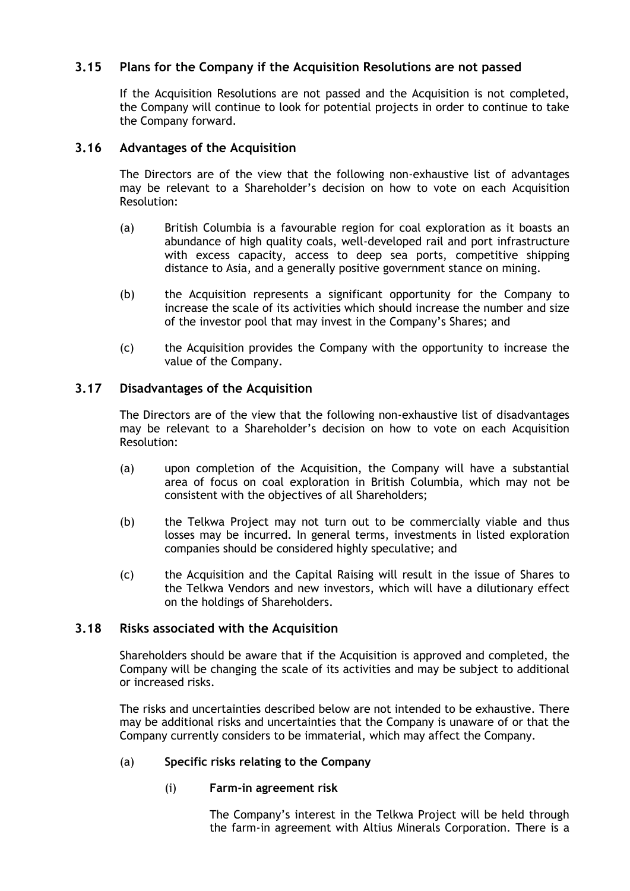## 3.15 Plans for the Company if the Acquisition Resolutions are not passed

If the Acquisition Resolutions are not passed and the Acquisition is not completed, the Company will continue to look for potential projects in order to continue to take the Company forward.

## 3.16 Advantages of the Acquisition

The Directors are of the view that the following non-exhaustive list of advantages may be relevant to a Shareholder's decision on how to vote on each Acquisition Resolution:

(a) British Columbia is a favourable region for coal exploration as it boasts an abundance of high quality coals, well-developed rail and port infrastructure with excess capacity, access to deep sea ports, competitive shipping distance to Asia, and a generally positive government stance on mining.

(b) the Acquisition represents a significant opportunity for the Company to increase the scale of its activities which should increase the number and size of the investor pool that may invest in the Company's Shares; and

(c) the Acquisition provides the Company with the opportunity to increase the value of the Company.

## 3.17 Disadvantages of the Acquisition

The Directors are of the view that the following non-exhaustive list of disadvantages may be relevant to a Shareholder's decision on how to vote on each Acquisition Resolution:

(a) upon completion of the Acquisition, the Company will have a substantial area of focus on coal exploration in British Columbia, which may not be consistent with the objectives of all Shareholders;

(b) the Telkwa Project may not turn out to be commercially viable and thus losses may be incurred. In general terms, investments in listed exploration companies should be considered highly speculative; and

(c) the Acquisition and the Capital Raising will result in the issue of Shares to the Telkwa Vendors and new investors, which will have a dilutionary effect on the holdings of Shareholders.

## 3.18 Risks associated with the Acquisition

Shareholders should be aware that if the Acquisition is approved and completed, the Company will be changing the scale of its activities and may be subject to additional or increased risks.

The risks and uncertainties described below are not intended to be exhaustive. There may be additional risks and uncertainties that the Company is unaware of or that the Company currently considers to be immaterial, which may affect the Company.

(a) **Specific risks relating to the Company**

(i) **Farm-in agreement risk**

The Company's interest in the Telkwa Project will be held through the farm-in agreement with Altius Minerals Corporation. There is a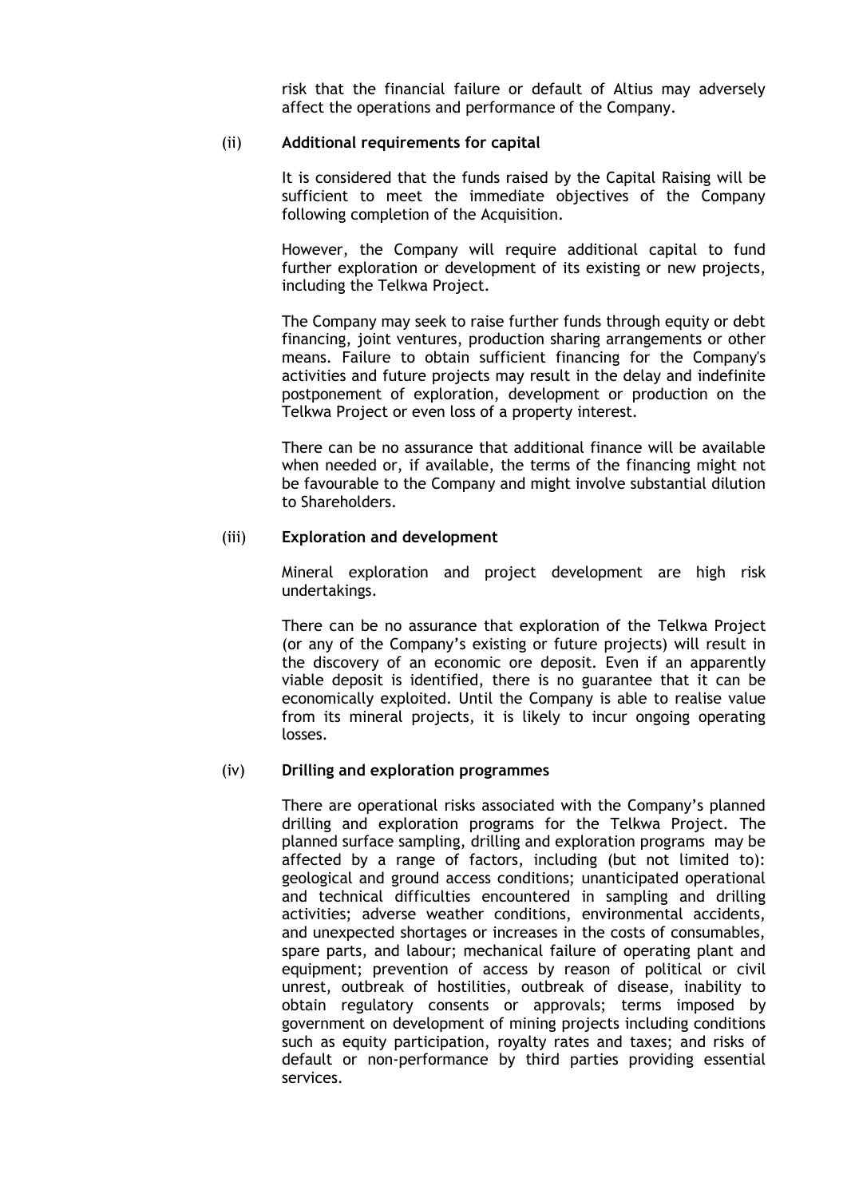risk that the financial failure or default of Altius may adversely affect the operations and performance of the Company.

(ii) **Additional requirements for capital**

It is considered that the funds raised by the Capital Raising will be sufficient to meet the immediate objectives of the Company following completion of the Acquisition.

However, the Company will require additional capital to fund further exploration or development of its existing or new projects, including the Telkwa Project.

The Company may seek to raise further funds through equity or debt financing, joint ventures, production sharing arrangements or other means. Failure to obtain sufficient financing for the Company's activities and future projects may result in the delay and indefinite postponement of exploration, development or production on the Telkwa Project or even loss of a property interest.

There can be no assurance that additional finance will be available when needed or, if available, the terms of the financing might not be favourable to the Company and might involve substantial dilution to Shareholders.

(iii) **Exploration and development**

Mineral exploration and project development are high risk undertakings.

There can be no assurance that exploration of the Telkwa Project (or any of the Company's existing or future projects) will result in the discovery of an economic ore deposit. Even if an apparently viable deposit is identified, there is no guarantee that it can be economically exploited. Until the Company is able to realise value from its mineral projects, it is likely to incur ongoing operating losses.

(iv) **Drilling and exploration programmes**

There are operational risks associated with the Company's planned drilling and exploration programs for the Telkwa Project. The planned surface sampling, drilling and exploration programs may be affected by a range of factors, including (but not limited to): geological and ground access conditions; unanticipated operational and technical difficulties encountered in sampling and drilling activities; adverse weather conditions, environmental accidents, and unexpected shortages or increases in the costs of consumables, spare parts, and labour; mechanical failure of operating plant and equipment; prevention of access by reason of political or civil unrest, outbreak of hostilities, outbreak of disease, inability to obtain regulatory consents or approvals; terms imposed by government on development of mining projects including conditions such as equity participation, royalty rates and taxes; and risks of default or non-performance by third parties providing essential services.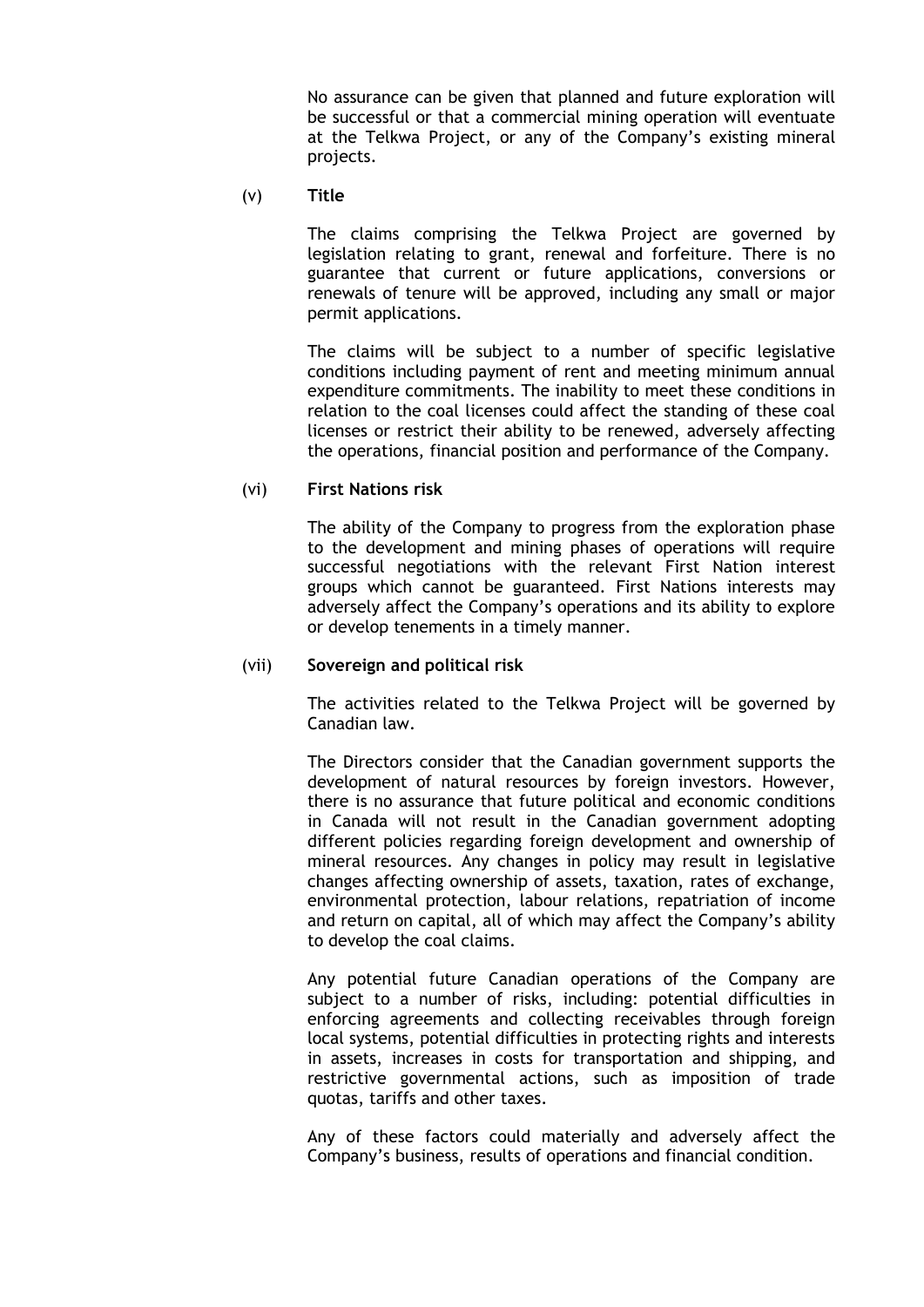No assurance can be given that planned and future exploration will be successful or that a commercial mining operation will eventuate at the Telkwa Project, or any of the Company's existing mineral projects.

(v) **Title**

The claims comprising the Telkwa Project are governed by legislation relating to grant, renewal and forfeiture. There is no guarantee that current or future applications, conversions or renewals of tenure will be approved, including any small or major permit applications.

The claims will be subject to a number of specific legislative conditions including payment of rent and meeting minimum annual expenditure commitments. The inability to meet these conditions in relation to the coal licenses could affect the standing of these coal licenses or restrict their ability to be renewed, adversely affecting the operations, financial position and performance of the Company.

(vi) **First Nations risk**

The ability of the Company to progress from the exploration phase to the development and mining phases of operations will require successful negotiations with the relevant First Nation interest groups which cannot be guaranteed. First Nations interests may adversely affect the Company's operations and its ability to explore or develop tenements in a timely manner.

(vii) **Sovereign and political risk**

The activities related to the Telkwa Project will be governed by Canadian law.

The Directors consider that the Canadian government supports the development of natural resources by foreign investors. However, there is no assurance that future political and economic conditions in Canada will not result in the Canadian government adopting different policies regarding foreign development and ownership of mineral resources. Any changes in policy may result in legislative changes affecting ownership of assets, taxation, rates of exchange, environmental protection, labour relations, repatriation of income and return on capital, all of which may affect the Company's ability to develop the coal claims.

Any potential future Canadian operations of the Company are subject to a number of risks, including: potential difficulties in enforcing agreements and collecting receivables through foreign local systems, potential difficulties in protecting rights and interests in assets, increases in costs for transportation and shipping, and restrictive governmental actions, such as imposition of trade quotas, tariffs and other taxes.

Any of these factors could materially and adversely affect the Company's business, results of operations and financial condition.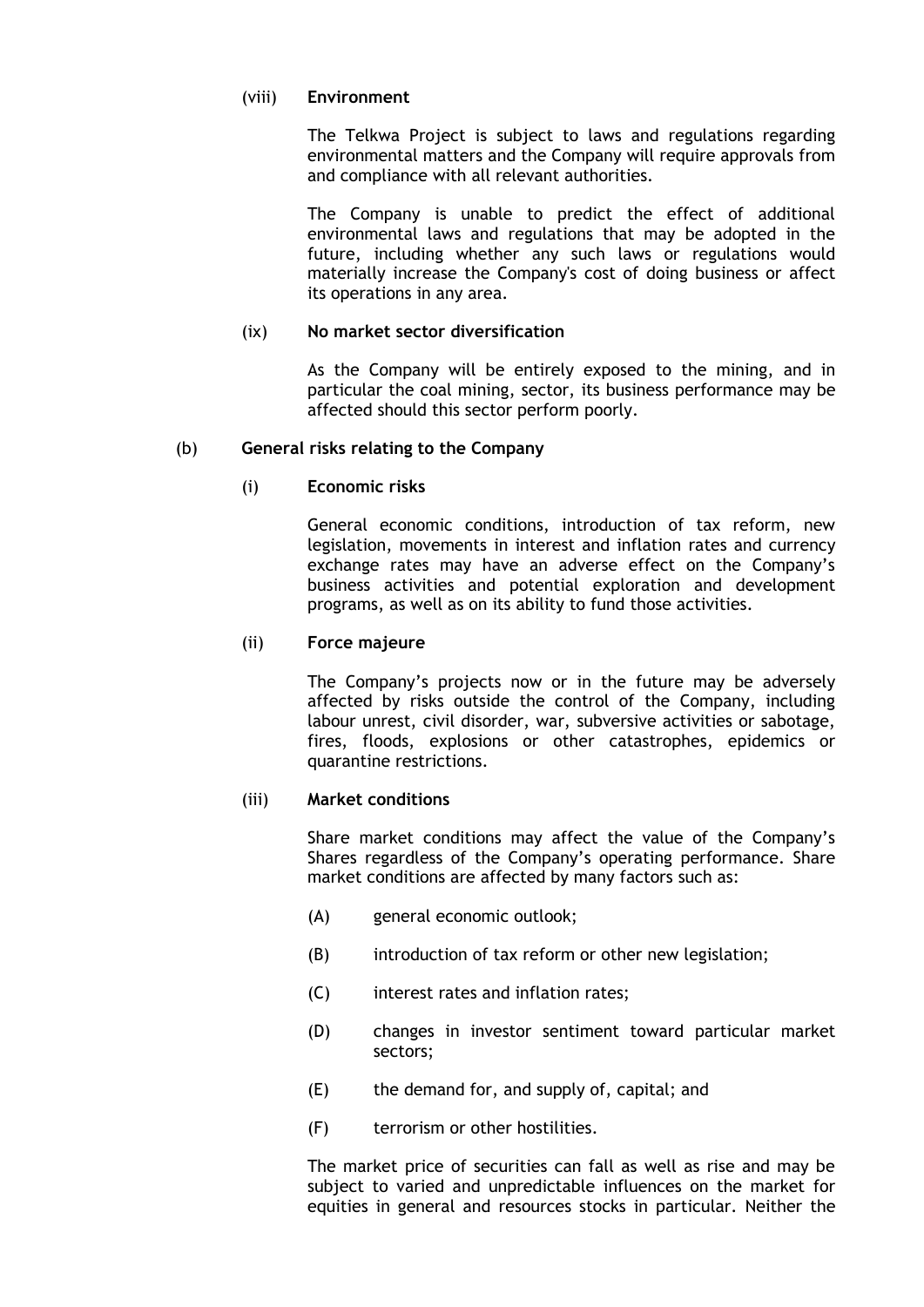(viii) **Environment**

The Telkwa Project is subject to laws and regulations regarding environmental matters and the Company will require approvals from and compliance with all relevant authorities.

The Company is unable to predict the effect of additional environmental laws and regulations that may be adopted in the future, including whether any such laws or regulations would materially increase the Company's cost of doing business or affect its operations in any area.

(ix) **No market sector diversification**

As the Company will be entirely exposed to the mining, and in particular the coal mining, sector, its business performance may be affected should this sector perform poorly.

(b) **General risks relating to the Company**

(i) **Economic risks**

General economic conditions, introduction of tax reform, new legislation, movements in interest and inflation rates and currency exchange rates may have an adverse effect on the Company's business activities and potential exploration and development programs, as well as on its ability to fund those activities.

(ii) **Force majeure**

The Company's projects now or in the future may be adversely affected by risks outside the control of the Company, including labour unrest, civil disorder, war, subversive activities or sabotage, fires, floods, explosions or other catastrophes, epidemics or quarantine restrictions.

(iii) **Market conditions**

Share market conditions may affect the value of the Company's Shares regardless of the Company's operating performance. Share market conditions are affected by many factors such as:

(A) general economic outlook;

(B) introduction of tax reform or other new legislation;

(C) interest rates and inflation rates;

(D) changes in investor sentiment toward particular market sectors;

(E) the demand for, and supply of, capital; and

(F) terrorism or other hostilities.

The market price of securities can fall as well as rise and may be subject to varied and unpredictable influences on the market for equities in general and resources stocks in particular. Neither the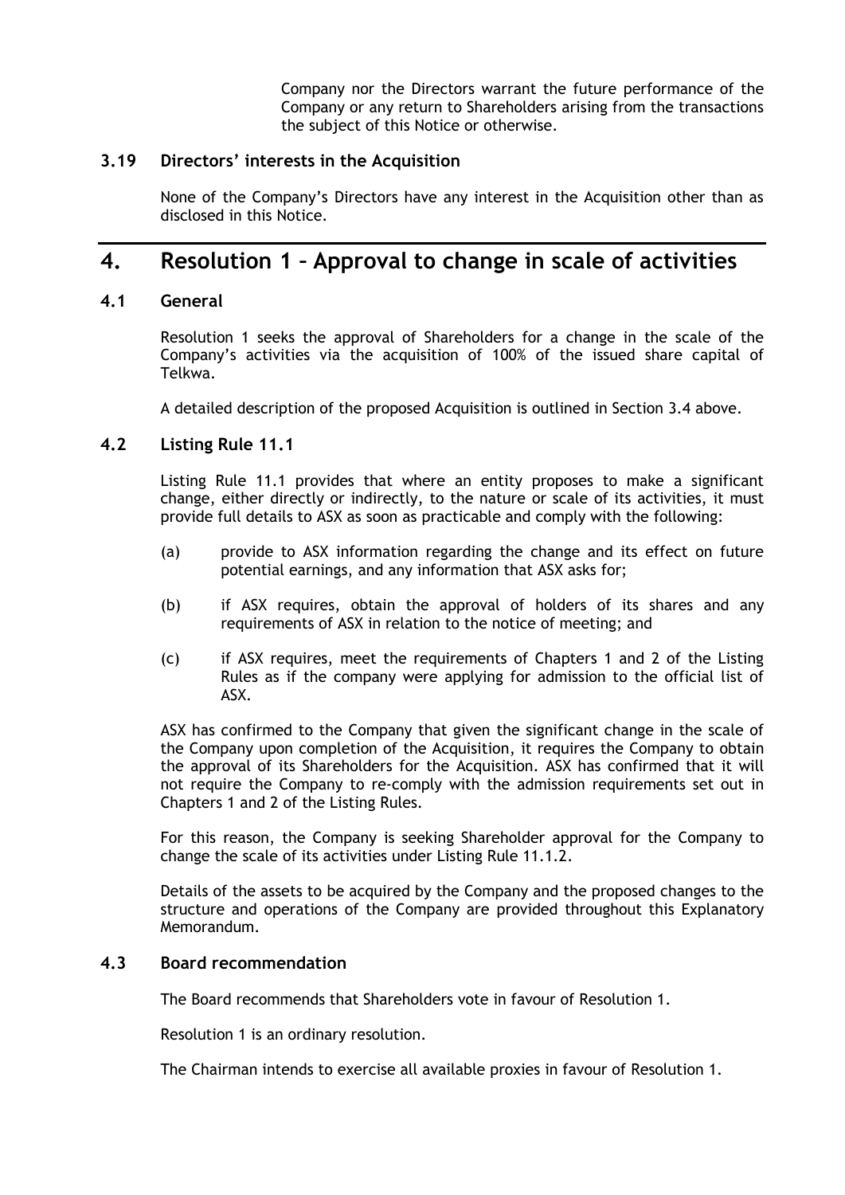Company nor the Directors warrant the future performance of the Company or any return to Shareholders arising from the transactions the subject of this Notice or otherwise.

### 3.19 Directors' interests in the Acquisition

None of the Company's Directors have any interest in the Acquisition other than as disclosed in this Notice.

## 4. Resolution 1 – Approval to change in scale of activities

### 4.1 General

Resolution 1 seeks the approval of Shareholders for a change in the scale of the Company's activities via the acquisition of 100% of the issued share capital of Telkwa.

A detailed description of the proposed Acquisition is outlined in Section 3.4 above.

### 4.2 Listing Rule 11.1

Listing Rule 11.1 provides that where an entity proposes to make a significant change, either directly or indirectly, to the nature or scale of its activities, it must provide full details to ASX as soon as practicable and comply with the following:

(a) provide to ASX information regarding the change and its effect on future potential earnings, and any information that ASX asks for;

(b) if ASX requires, obtain the approval of holders of its shares and any requirements of ASX in relation to the notice of meeting; and

(c) if ASX requires, meet the requirements of Chapters 1 and 2 of the Listing Rules as if the company were applying for admission to the official list of ASX.

ASX has confirmed to the Company that given the significant change in the scale of the Company upon completion of the Acquisition, it requires the Company to obtain the approval of its Shareholders for the Acquisition. ASX has confirmed that it will not require the Company to re-comply with the admission requirements set out in Chapters 1 and 2 of the Listing Rules.

For this reason, the Company is seeking Shareholder approval for the Company to change the scale of its activities under Listing Rule 11.1.2.

Details of the assets to be acquired by the Company and the proposed changes to the structure and operations of the Company are provided throughout this Explanatory Memorandum.

### 4.3 Board recommendation

The Board recommends that Shareholders vote in favour of Resolution 1.

Resolution 1 is an ordinary resolution.

The Chairman intends to exercise all available proxies in favour of Resolution 1.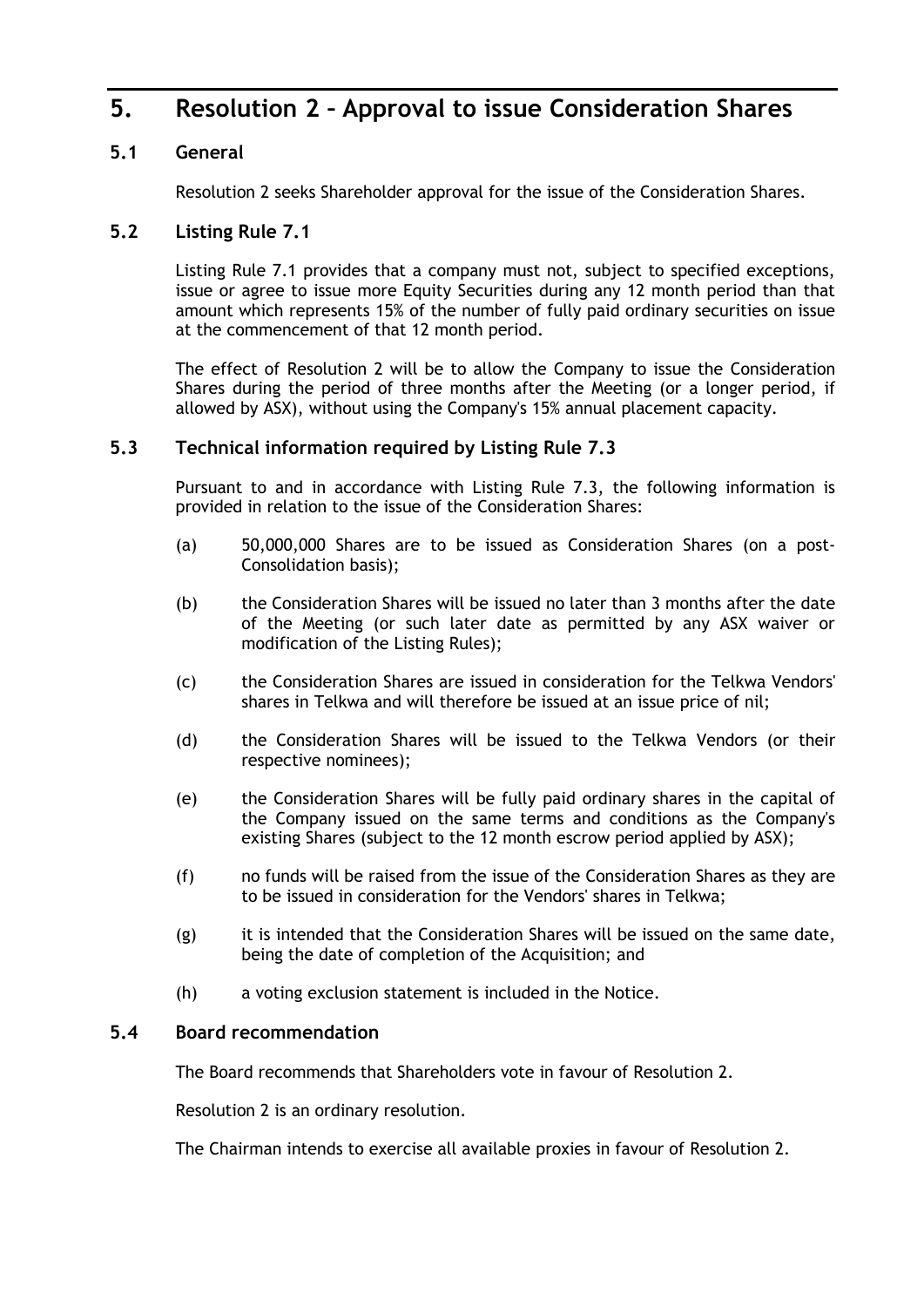# 5. Resolution 2 – Approval to issue Consideration Shares

## 5.1 General

Resolution 2 seeks Shareholder approval for the issue of the Consideration Shares.

## 5.2 Listing Rule 7.1

Listing Rule 7.1 provides that a company must not, subject to specified exceptions, issue or agree to issue more Equity Securities during any 12 month period than that amount which represents 15% of the number of fully paid ordinary securities on issue at the commencement of that 12 month period.

The effect of Resolution 2 will be to allow the Company to issue the Consideration Shares during the period of three months after the Meeting (or a longer period, if allowed by ASX), without using the Company's 15% annual placement capacity.

## 5.3 Technical information required by Listing Rule 7.3

Pursuant to and in accordance with Listing Rule 7.3, the following information is provided in relation to the issue of the Consideration Shares:

(a) 50,000,000 Shares are to be issued as Consideration Shares (on a post-Consolidation basis);

(b) the Consideration Shares will be issued no later than 3 months after the date of the Meeting (or such later date as permitted by any ASX waiver or modification of the Listing Rules);

(c) the Consideration Shares are issued in consideration for the Telkwa Vendors' shares in Telkwa and will therefore be issued at an issue price of nil;

(d) the Consideration Shares will be issued to the Telkwa Vendors (or their respective nominees);

(e) the Consideration Shares will be fully paid ordinary shares in the capital of the Company issued on the same terms and conditions as the Company's existing Shares (subject to the 12 month escrow period applied by ASX);

(f) no funds will be raised from the issue of the Consideration Shares as they are to be issued in consideration for the Vendors' shares in Telkwa;

(g) it is intended that the Consideration Shares will be issued on the same date, being the date of completion of the Acquisition; and

(h) a voting exclusion statement is included in the Notice.

## 5.4 Board recommendation

The Board recommends that Shareholders vote in favour of Resolution 2.

Resolution 2 is an ordinary resolution.

The Chairman intends to exercise all available proxies in favour of Resolution 2.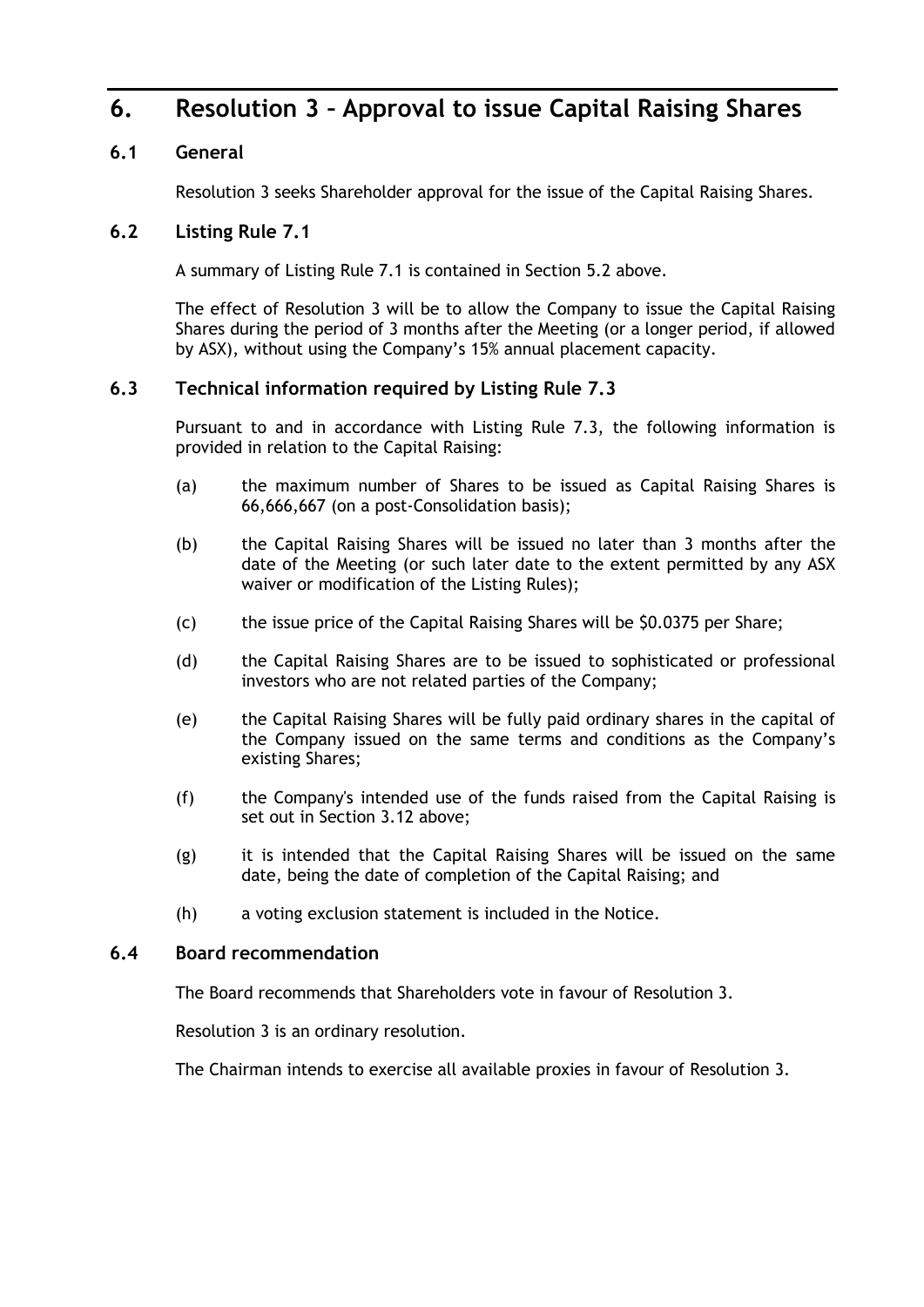# 6. Resolution 3 – Approval to issue Capital Raising Shares

## 6.1 General

Resolution 3 seeks Shareholder approval for the issue of the Capital Raising Shares.

## 6.2 Listing Rule 7.1

A summary of Listing Rule 7.1 is contained in Section 5.2 above.

The effect of Resolution 3 will be to allow the Company to issue the Capital Raising Shares during the period of 3 months after the Meeting (or a longer period, if allowed by ASX), without using the Company's 15% annual placement capacity.

## 6.3 Technical information required by Listing Rule 7.3

Pursuant to and in accordance with Listing Rule 7.3, the following information is provided in relation to the Capital Raising:

(a) the maximum number of Shares to be issued as Capital Raising Shares is 66,666,667 (on a post-Consolidation basis);

(b) the Capital Raising Shares will be issued no later than 3 months after the date of the Meeting (or such later date to the extent permitted by any ASX waiver or modification of the Listing Rules);

(c) the issue price of the Capital Raising Shares will be $0.0375 per Share;

(d) the Capital Raising Shares are to be issued to sophisticated or professional investors who are not related parties of the Company;

(e) the Capital Raising Shares will be fully paid ordinary shares in the capital of the Company issued on the same terms and conditions as the Company's existing Shares;

(f) the Company's intended use of the funds raised from the Capital Raising is set out in Section 3.12 above;

(g) it is intended that the Capital Raising Shares will be issued on the same date, being the date of completion of the Capital Raising; and

(h) a voting exclusion statement is included in the Notice.

## 6.4 Board recommendation

The Board recommends that Shareholders vote in favour of Resolution 3.

Resolution 3 is an ordinary resolution.

The Chairman intends to exercise all available proxies in favour of Resolution 3.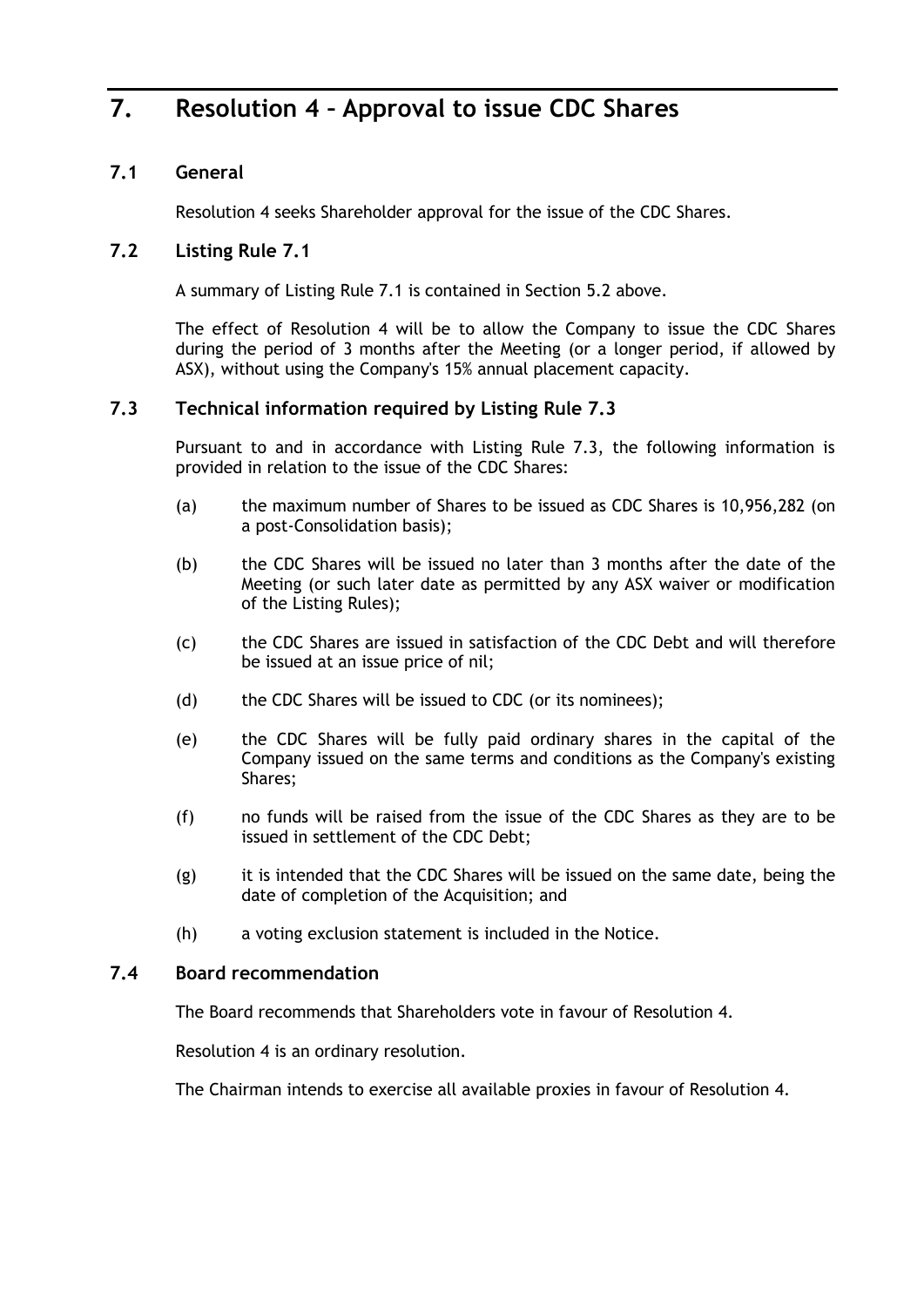# 7. Resolution 4 – Approval to issue CDC Shares

## 7.1 General

Resolution 4 seeks Shareholder approval for the issue of the CDC Shares.

## 7.2 Listing Rule 7.1

A summary of Listing Rule 7.1 is contained in Section 5.2 above.

The effect of Resolution 4 will be to allow the Company to issue the CDC Shares during the period of 3 months after the Meeting (or a longer period, if allowed by ASX), without using the Company's 15% annual placement capacity.

## 7.3 Technical information required by Listing Rule 7.3

Pursuant to and in accordance with Listing Rule 7.3, the following information is provided in relation to the issue of the CDC Shares:

(a) the maximum number of Shares to be issued as CDC Shares is 10,956,282 (on a post-Consolidation basis);

(b) the CDC Shares will be issued no later than 3 months after the date of the Meeting (or such later date as permitted by any ASX waiver or modification of the Listing Rules);

(c) the CDC Shares are issued in satisfaction of the CDC Debt and will therefore be issued at an issue price of nil;

(d) the CDC Shares will be issued to CDC (or its nominees);

(e) the CDC Shares will be fully paid ordinary shares in the capital of the Company issued on the same terms and conditions as the Company's existing Shares;

(f) no funds will be raised from the issue of the CDC Shares as they are to be issued in settlement of the CDC Debt;

(g) it is intended that the CDC Shares will be issued on the same date, being the date of completion of the Acquisition; and

(h) a voting exclusion statement is included in the Notice.

## 7.4 Board recommendation

The Board recommends that Shareholders vote in favour of Resolution 4.

Resolution 4 is an ordinary resolution.

The Chairman intends to exercise all available proxies in favour of Resolution 4.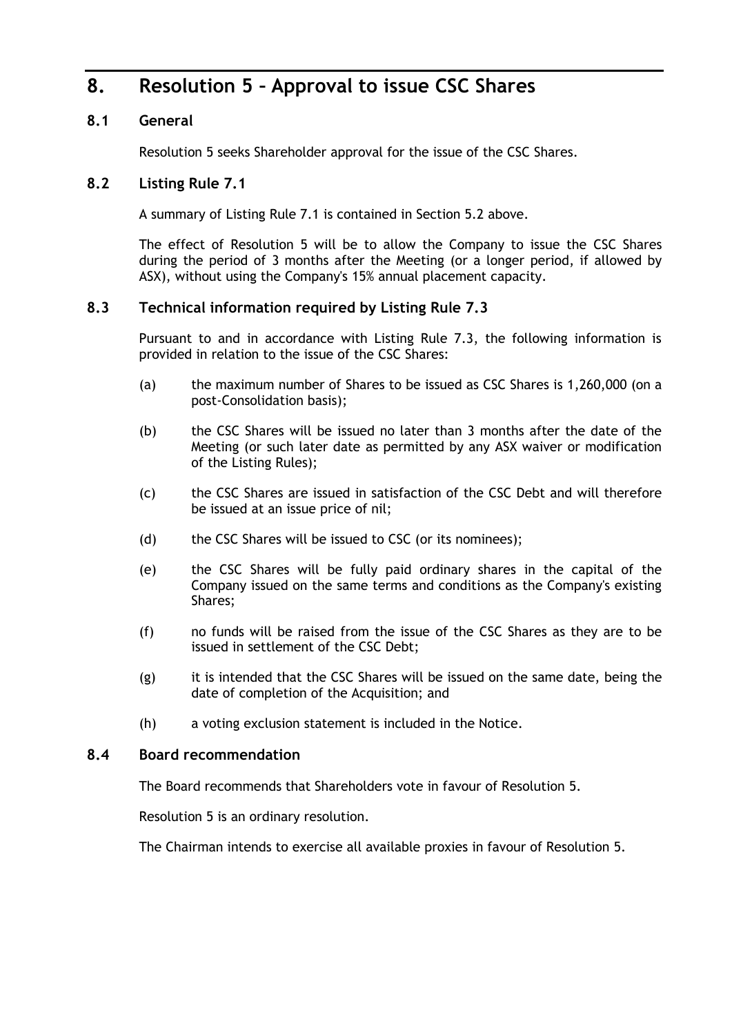# 8. Resolution 5 – Approval to issue CSC Shares

## 8.1 General

Resolution 5 seeks Shareholder approval for the issue of the CSC Shares.

## 8.2 Listing Rule 7.1

A summary of Listing Rule 7.1 is contained in Section 5.2 above.

The effect of Resolution 5 will be to allow the Company to issue the CSC Shares during the period of 3 months after the Meeting (or a longer period, if allowed by ASX), without using the Company's 15% annual placement capacity.

## 8.3 Technical information required by Listing Rule 7.3

Pursuant to and in accordance with Listing Rule 7.3, the following information is provided in relation to the issue of the CSC Shares:

(a) the maximum number of Shares to be issued as CSC Shares is 1,260,000 (on a post-Consolidation basis);

(b) the CSC Shares will be issued no later than 3 months after the date of the Meeting (or such later date as permitted by any ASX waiver or modification of the Listing Rules);

(c) the CSC Shares are issued in satisfaction of the CSC Debt and will therefore be issued at an issue price of nil;

(d) the CSC Shares will be issued to CSC (or its nominees);

(e) the CSC Shares will be fully paid ordinary shares in the capital of the Company issued on the same terms and conditions as the Company's existing Shares;

(f) no funds will be raised from the issue of the CSC Shares as they are to be issued in settlement of the CSC Debt;

(g) it is intended that the CSC Shares will be issued on the same date, being the date of completion of the Acquisition; and

(h) a voting exclusion statement is included in the Notice.

## 8.4 Board recommendation

The Board recommends that Shareholders vote in favour of Resolution 5.

Resolution 5 is an ordinary resolution.

The Chairman intends to exercise all available proxies in favour of Resolution 5.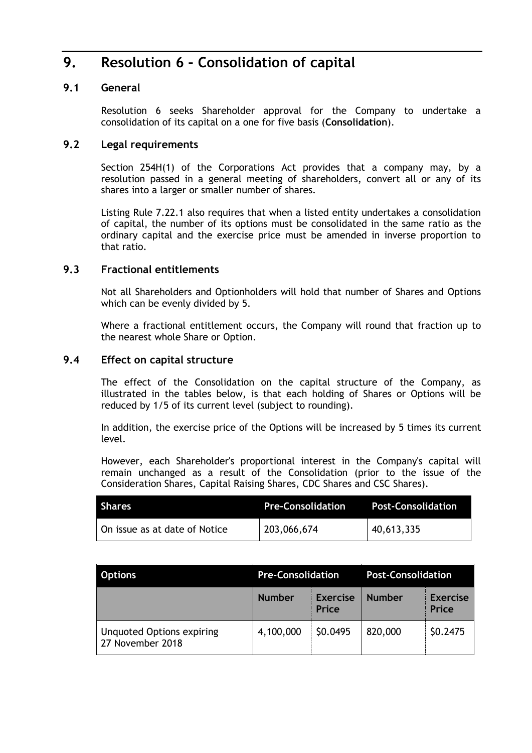# 9. Resolution 6 – Consolidation of capital

## 9.1 General

Resolution 6 seeks Shareholder approval for the Company to undertake a consolidation of its capital on a one for five basis (**Consolidation**).

## 9.2 Legal requirements

Section 254H(1) of the Corporations Act provides that a company may, by a resolution passed in a general meeting of shareholders, convert all or any of its shares into a larger or smaller number of shares.

Listing Rule 7.22.1 also requires that when a listed entity undertakes a consolidation of capital, the number of its options must be consolidated in the same ratio as the ordinary capital and the exercise price must be amended in inverse proportion to that ratio.

## 9.3 Fractional entitlements

Not all Shareholders and Optionholders will hold that number of Shares and Options which can be evenly divided by 5.

Where a fractional entitlement occurs, the Company will round that fraction up to the nearest whole Share or Option.

## 9.4 Effect on capital structure

The effect of the Consolidation on the capital structure of the Company, as illustrated in the tables below, is that each holding of Shares or Options will be reduced by 1/5 of its current level (subject to rounding).

In addition, the exercise price of the Options will be increased by 5 times its current level.

However, each Shareholder's proportional interest in the Company's capital will remain unchanged as a result of the Consolidation (prior to the issue of the Consideration Shares, Capital Raising Shares, CDC Shares and CSC Shares).

| Shares | Pre-Consolidation | Post-Consolidation |
|---|---|---|
| On issue as at date of Notice | 203,066,674 | 40,613,335 |

| Options | Pre-Consolidation | | Post-Consolidation | |
|---|---|---|---|---|
| | Number | Exercise Price | Number | Exercise Price |
| Unquoted Options expiring 27 November 2018 | 4,100,000 | $0.0495 | 820,000 | $0.2475 |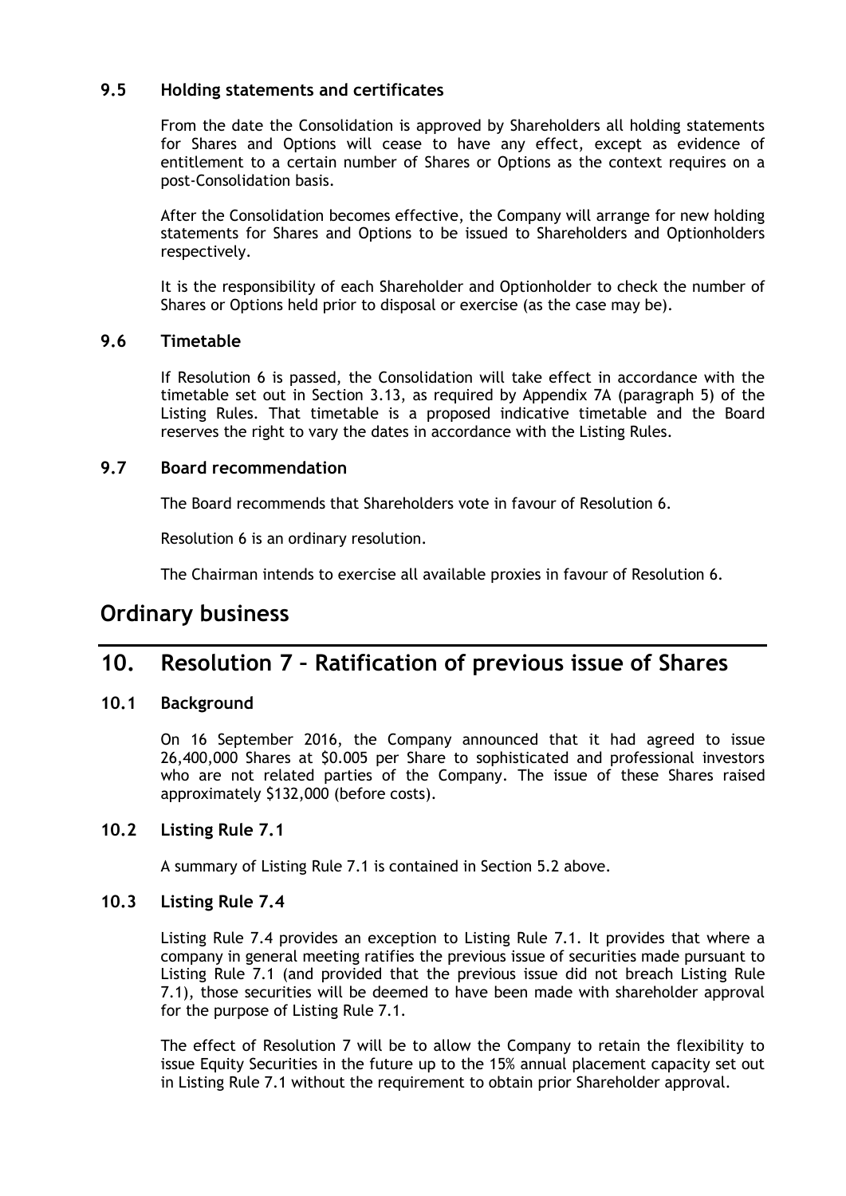### 9.5 Holding statements and certificates

From the date the Consolidation is approved by Shareholders all holding statements for Shares and Options will cease to have any effect, except as evidence of entitlement to a certain number of Shares or Options as the context requires on a post-Consolidation basis.

After the Consolidation becomes effective, the Company will arrange for new holding statements for Shares and Options to be issued to Shareholders and Optionholders respectively.

It is the responsibility of each Shareholder and Optionholder to check the number of Shares or Options held prior to disposal or exercise (as the case may be).

### 9.6 Timetable

If Resolution 6 is passed, the Consolidation will take effect in accordance with the timetable set out in Section 3.13, as required by Appendix 7A (paragraph 5) of the Listing Rules. That timetable is a proposed indicative timetable and the Board reserves the right to vary the dates in accordance with the Listing Rules.

### 9.7 Board recommendation

The Board recommends that Shareholders vote in favour of Resolution 6.

Resolution 6 is an ordinary resolution.

The Chairman intends to exercise all available proxies in favour of Resolution 6.

# Ordinary business

## 10. Resolution 7 – Ratification of previous issue of Shares

### 10.1 Background

On 16 September 2016, the Company announced that it had agreed to issue 26,400,000 Shares at $0.005 per Share to sophisticated and professional investors who are not related parties of the Company. The issue of these Shares raised approximately $132,000 (before costs).

### 10.2 Listing Rule 7.1

A summary of Listing Rule 7.1 is contained in Section 5.2 above.

### 10.3 Listing Rule 7.4

Listing Rule 7.4 provides an exception to Listing Rule 7.1. It provides that where a company in general meeting ratifies the previous issue of securities made pursuant to Listing Rule 7.1 (and provided that the previous issue did not breach Listing Rule 7.1), those securities will be deemed to have been made with shareholder approval for the purpose of Listing Rule 7.1.

The effect of Resolution 7 will be to allow the Company to retain the flexibility to issue Equity Securities in the future up to the 15% annual placement capacity set out in Listing Rule 7.1 without the requirement to obtain prior Shareholder approval.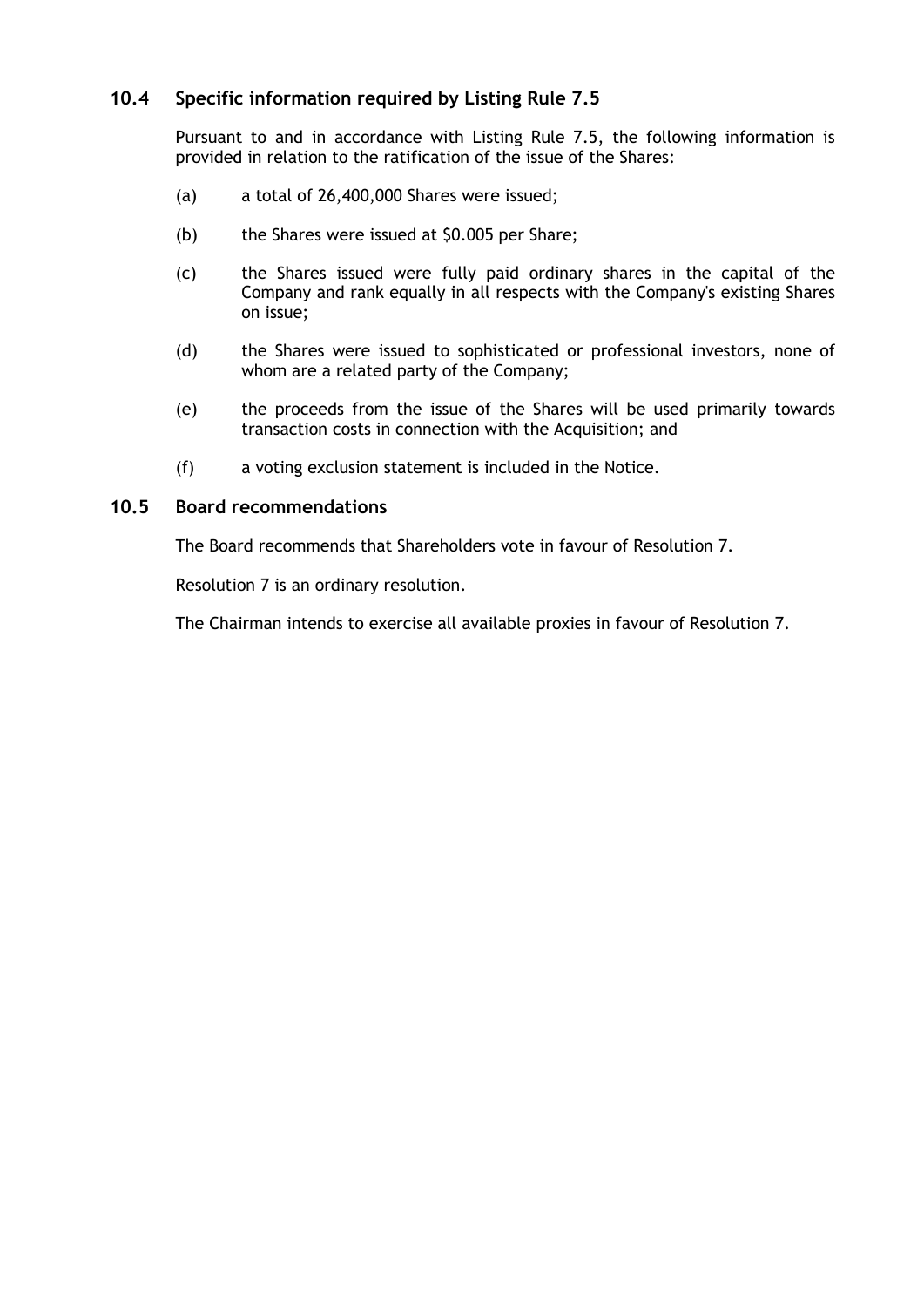## 10.4 Specific information required by Listing Rule 7.5

Pursuant to and in accordance with Listing Rule 7.5, the following information is provided in relation to the ratification of the issue of the Shares:

(a) a total of 26,400,000 Shares were issued;

(b) the Shares were issued at $0.005 per Share;

(c) the Shares issued were fully paid ordinary shares in the capital of the Company and rank equally in all respects with the Company's existing Shares on issue;

(d) the Shares were issued to sophisticated or professional investors, none of whom are a related party of the Company;

(e) the proceeds from the issue of the Shares will be used primarily towards transaction costs in connection with the Acquisition; and

(f) a voting exclusion statement is included in the Notice.

## 10.5 Board recommendations

The Board recommends that Shareholders vote in favour of Resolution 7.

Resolution 7 is an ordinary resolution.

The Chairman intends to exercise all available proxies in favour of Resolution 7.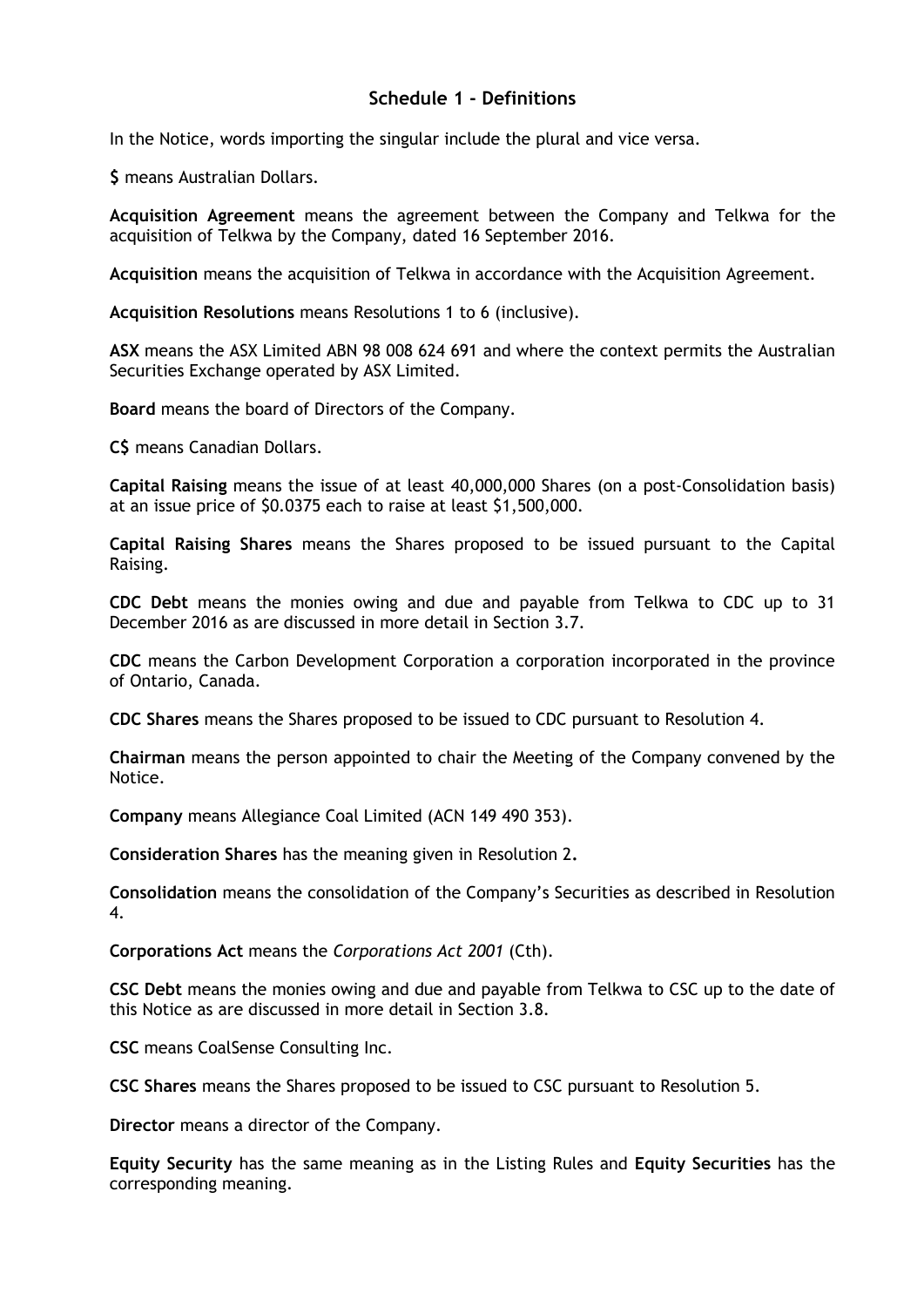## Schedule 1 - Definitions

In the Notice, words importing the singular include the plural and vice versa.

**$** means Australian Dollars.

**Acquisition Agreement** means the agreement between the Company and Telkwa for the acquisition of Telkwa by the Company, dated 16 September 2016.

**Acquisition** means the acquisition of Telkwa in accordance with the Acquisition Agreement.

**Acquisition Resolutions** means Resolutions 1 to 6 (inclusive).

**ASX** means the ASX Limited ABN 98 008 624 691 and where the context permits the Australian Securities Exchange operated by ASX Limited.

**Board** means the board of Directors of the Company.

**C$** means Canadian Dollars.

**Capital Raising** means the issue of at least 40,000,000 Shares (on a post-Consolidation basis) at an issue price of $0.0375 each to raise at least $1,500,000.

**Capital Raising Shares** means the Shares proposed to be issued pursuant to the Capital Raising.

**CDC Debt** means the monies owing and due and payable from Telkwa to CDC up to 31 December 2016 as are discussed in more detail in Section 3.7.

**CDC** means the Carbon Development Corporation a corporation incorporated in the province of Ontario, Canada.

**CDC Shares** means the Shares proposed to be issued to CDC pursuant to Resolution 4.

**Chairman** means the person appointed to chair the Meeting of the Company convened by the Notice.

**Company** means Allegiance Coal Limited (ACN 149 490 353).

**Consideration Shares** has the meaning given in Resolution 2**.**

**Consolidation** means the consolidation of the Company's Securities as described in Resolution 4.

**Corporations Act** means the *Corporations Act 2001* (Cth).

**CSC Debt** means the monies owing and due and payable from Telkwa to CSC up to the date of this Notice as are discussed in more detail in Section 3.8.

**CSC** means CoalSense Consulting Inc.

**CSC Shares** means the Shares proposed to be issued to CSC pursuant to Resolution 5.

**Director** means a director of the Company.

**Equity Security** has the same meaning as in the Listing Rules and **Equity Securities** has the corresponding meaning.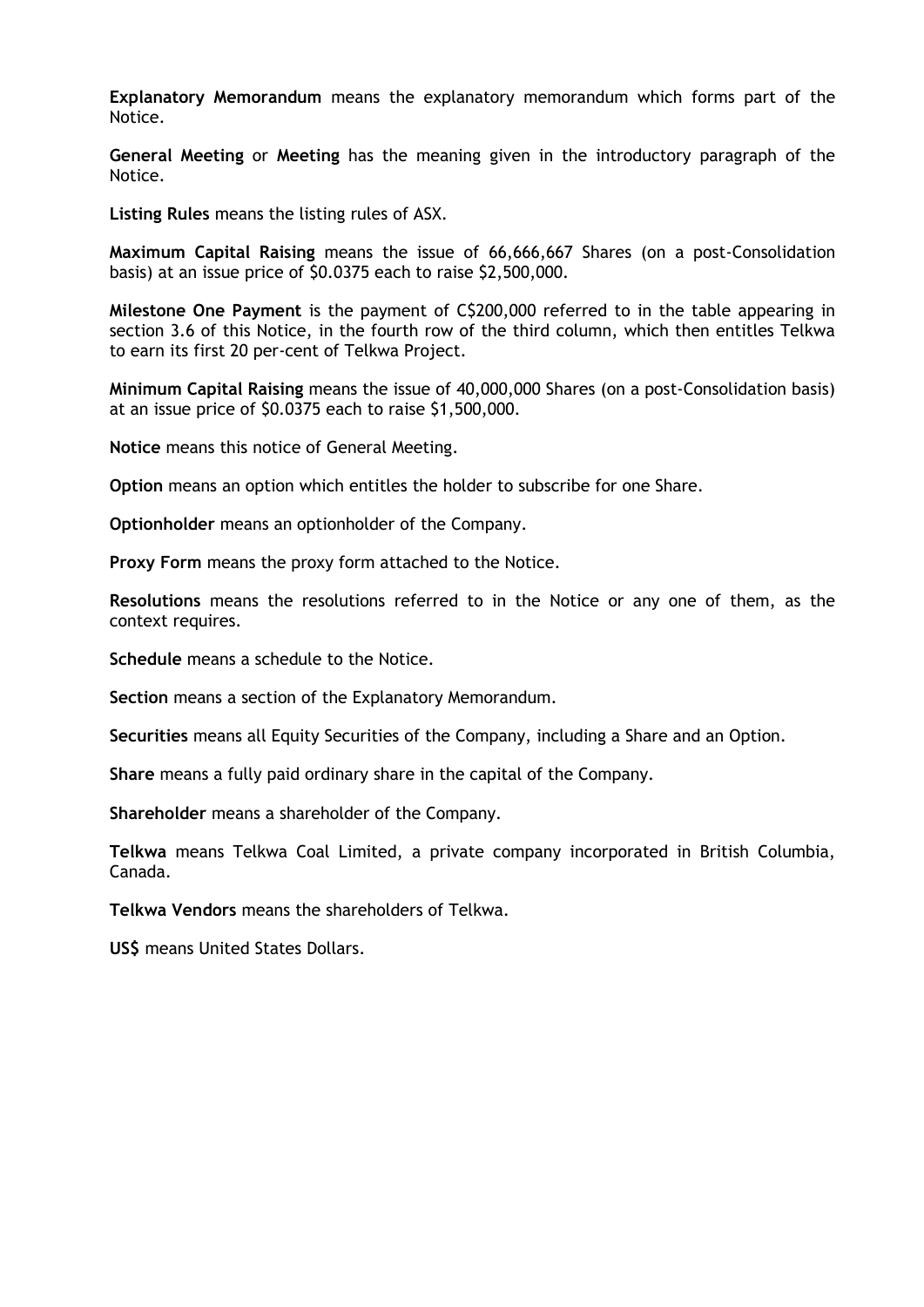**Explanatory Memorandum** means the explanatory memorandum which forms part of the Notice.

**General Meeting** or **Meeting** has the meaning given in the introductory paragraph of the Notice.

**Listing Rules** means the listing rules of ASX.

**Maximum Capital Raising** means the issue of 66,666,667 Shares (on a post-Consolidation basis) at an issue price of $0.0375 each to raise $2,500,000.

**Milestone One Payment** is the payment of C$200,000 referred to in the table appearing in section 3.6 of this Notice, in the fourth row of the third column, which then entitles Telkwa to earn its first 20 per-cent of Telkwa Project.

**Minimum Capital Raising** means the issue of 40,000,000 Shares (on a post-Consolidation basis) at an issue price of $0.0375 each to raise $1,500,000.

**Notice** means this notice of General Meeting.

**Option** means an option which entitles the holder to subscribe for one Share.

**Optionholder** means an optionholder of the Company.

**Proxy Form** means the proxy form attached to the Notice.

**Resolutions** means the resolutions referred to in the Notice or any one of them, as the context requires.

**Schedule** means a schedule to the Notice.

**Section** means a section of the Explanatory Memorandum.

**Securities** means all Equity Securities of the Company, including a Share and an Option.

**Share** means a fully paid ordinary share in the capital of the Company.

**Shareholder** means a shareholder of the Company.

**Telkwa** means Telkwa Coal Limited, a private company incorporated in British Columbia, Canada.

**Telkwa Vendors** means the shareholders of Telkwa.

**US$** means United States Dollars.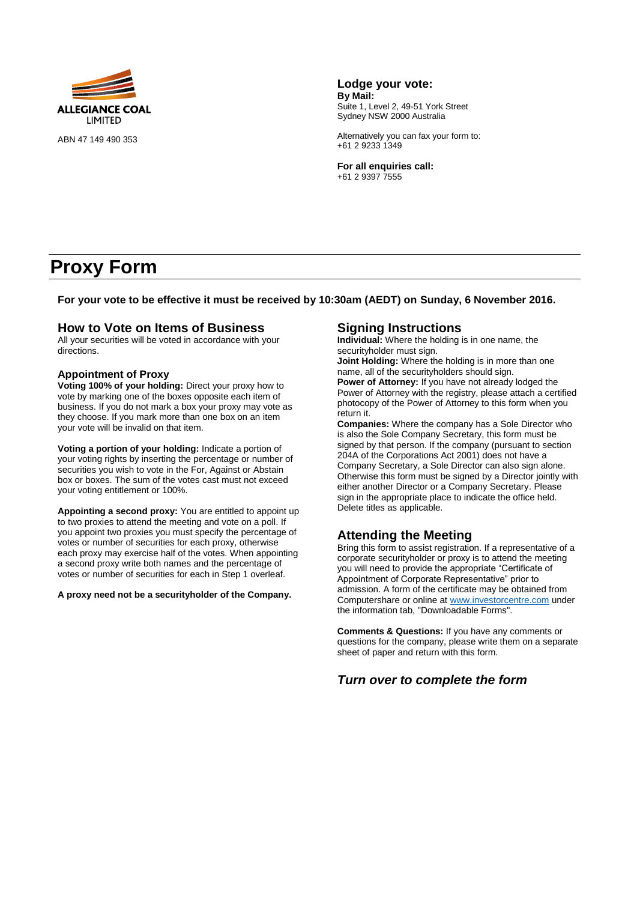**ALLEGIANCE COAL LIMITED**

ABN 47 149 490 353

**Lodge your vote:**

**By Mail:**
Suite 1, Level 2, 49-51 York Street
Sydney NSW 2000 Australia

Alternatively you can fax your form to:
+61 2 9233 1349

**For all enquiries call:**
+61 2 9397 7555

# Proxy Form

**For your vote to be effective it must be received by 10:30am (AEDT) on Sunday, 6 November 2016.**

## How to Vote on Items of Business

All your securities will be voted in accordance with your directions.

### Appointment of Proxy

**Voting 100% of your holding:** Direct your proxy how to vote by marking one of the boxes opposite each item of business. If you do not mark a box your proxy may vote as they choose. If you mark more than one box on an item your vote will be invalid on that item.

**Voting a portion of your holding:** Indicate a portion of your voting rights by inserting the percentage or number of securities you wish to vote in the For, Against or Abstain box or boxes. The sum of the votes cast must not exceed your voting entitlement or 100%.

**Appointing a second proxy:** You are entitled to appoint up to two proxies to attend the meeting and vote on a poll. If you appoint two proxies you must specify the percentage of votes or number of securities for each proxy, otherwise each proxy may exercise half of the votes. When appointing a second proxy write both names and the percentage of votes or number of securities for each in Step 1 overleaf.

**A proxy need not be a securityholder of the Company.**

## Signing Instructions

**Individual:** Where the holding is in one name, the securityholder must sign.

**Joint Holding:** Where the holding is in more than one name, all of the securityholders should sign.

**Power of Attorney:** If you have not already lodged the Power of Attorney with the registry, please attach a certified photocopy of the Power of Attorney to this form when you return it.

**Companies:** Where the company has a Sole Director who is also the Sole Company Secretary, this form must be signed by that person. If the company (pursuant to section 204A of the Corporations Act 2001) does not have a Company Secretary, a Sole Director can also sign alone. Otherwise this form must be signed by a Director jointly with either another Director or a Company Secretary. Please sign in the appropriate place to indicate the office held. Delete titles as applicable.

## Attending the Meeting

Bring this form to assist registration. If a representative of a corporate securityholder or proxy is to attend the meeting you will need to provide the appropriate "Certificate of Appointment of Corporate Representative" prior to admission. A form of the certificate may be obtained from Computershare or online at www.investorcentre.com under the information tab, "Downloadable Forms".

**Comments & Questions:** If you have any comments or questions for the company, please write them on a separate sheet of paper and return with this form.

## *Turn over to complete the form*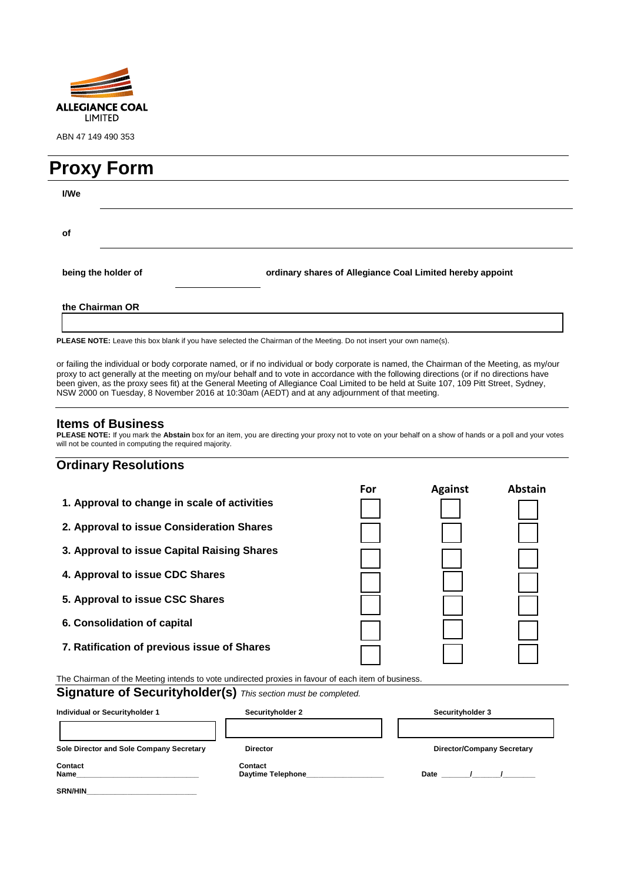ALLEGIANCE COAL
LIMITED

ABN 47 149 490 353

# Proxy Form

**I/We** ____________________________________________

**of** ____________________________________________

**being the holder of** ______________ **ordinary shares of Allegiance Coal Limited hereby appoint**

**the Chairman OR**

____________________________________________

**PLEASE NOTE:** Leave this box blank if you have selected the Chairman of the Meeting. Do not insert your own name(s).

or failing the individual or body corporate named, or if no individual or body corporate is named, the Chairman of the Meeting, as my/our proxy to act generally at the meeting on my/our behalf and to vote in accordance with the following directions (or if no directions have been given, as the proxy sees fit) at the General Meeting of Allegiance Coal Limited to be held at Suite 107, 109 Pitt Street, Sydney, NSW 2000 on Tuesday, 8 November 2016 at 10:30am (AEDT) and at any adjournment of that meeting.

## Items of Business

**PLEASE NOTE:** If you mark the **Abstain** box for an item, you are directing your proxy not to vote on your behalf on a show of hands or a poll and your votes will not be counted in computing the required majority.

## Ordinary Resolutions

| | For | Against | Abstain |
|---|---|---|---|
| **1. Approval to change in scale of activities** | ☐ | ☐ | ☐ |
| **2. Approval to issue Consideration Shares** | ☐ | ☐ | ☐ |
| **3. Approval to issue Capital Raising Shares** | ☐ | ☐ | ☐ |
| **4. Approval to issue CDC Shares** | ☐ | ☐ | ☐ |
| **5. Approval to issue CSC Shares** | ☐ | ☐ | ☐ |
| **6. Consolidation of capital** | ☐ | ☐ | ☐ |
| **7. Ratification of previous issue of Shares** | ☐ | ☐ | ☐ |

The Chairman of the Meeting intends to vote undirected proxies in favour of each item of business.

## Signature of Securityholder(s) *This section must be completed.*

| **Individual or Securityholder 1** | **Securityholder 2** | **Securityholder 3** |
|---|---|---|
| | | |
| **Sole Director and Sole Company Secretary** | **Director** | **Director/Company Secretary** |

**Contact Name**____________________________ **Contact Daytime Telephone**__________________ **Date** ______/______/________

**SRN/HIN**__________________________